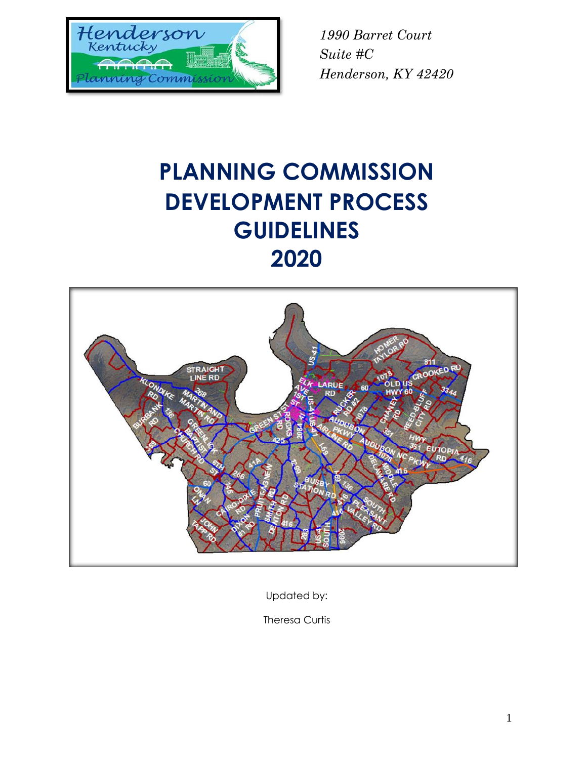*1990 Barret Court*
*Suite #C*
*Henderson, KY 42420*

# PLANNING COMMISSION DEVELOPMENT PROCESS GUIDELINES 2020

Updated by:

Theresa Curtis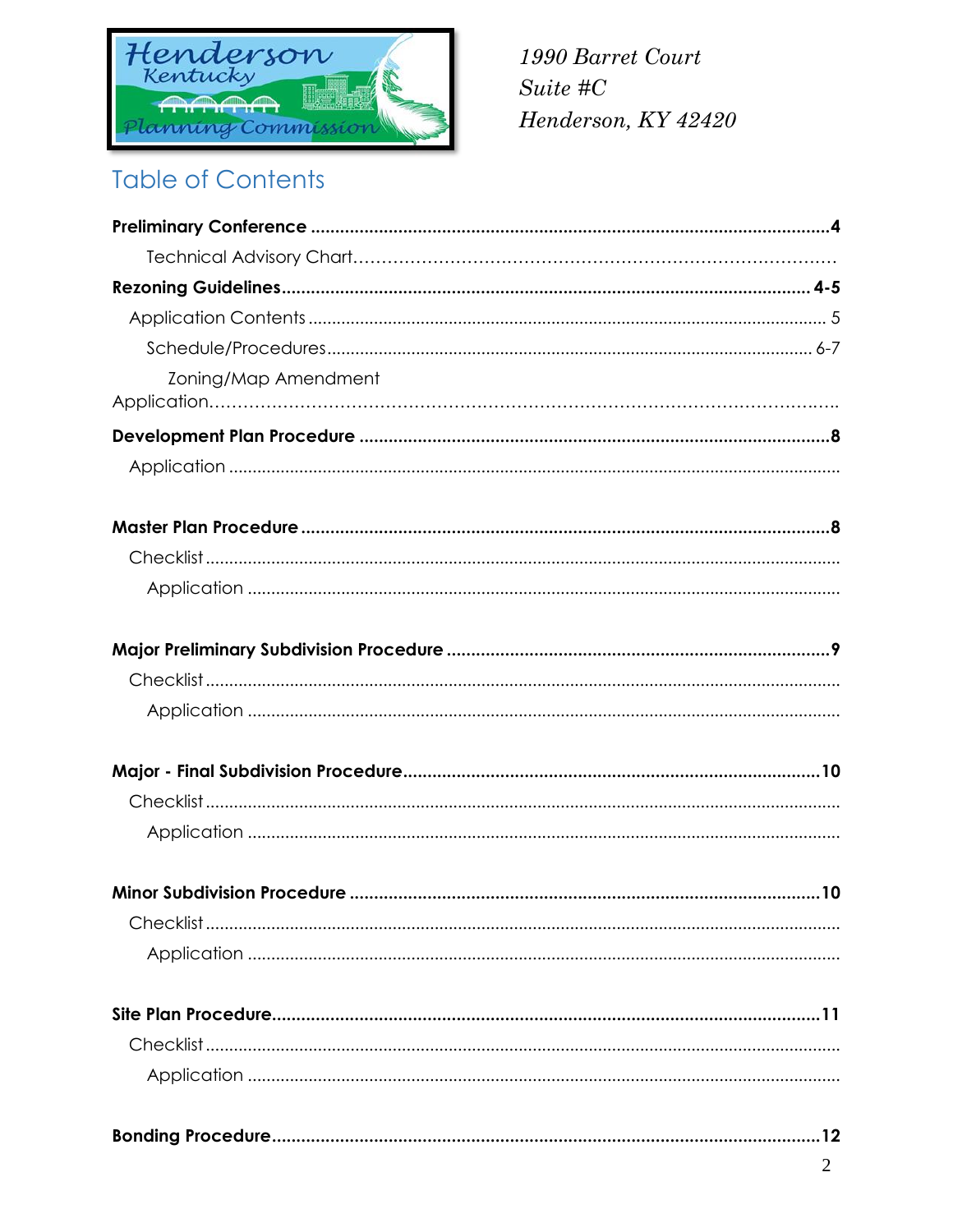1990 Barret Court
Suite #C
Henderson, KY 42420

# Table of Contents

**Preliminary Conference ............................................................................................................4**

Technical Advisory Chart…………………………………………………………………………

**Rezoning Guidelines.................................................................................................................. 4-5**

Application Contents ........................................................................................................... 5

Schedule/Procedures............................................................................................................ 6-7

Zoning/Map Amendment Application…………………………………………………………………………..

**Development Plan Procedure ..................................................................................................8**

Application ..................................................................................................................................

**Master Plan Procedure ..............................................................................................................8**

Checklist ......................................................................................................................................

Application ..................................................................................................................................

**Major Preliminary Subdivision Procedure ...............................................................................9**

Checklist ......................................................................................................................................

Application ..................................................................................................................................

**Major - Final Subdivision Procedure.......................................................................................10**

Checklist ......................................................................................................................................

Application ..................................................................................................................................

**Minor Subdivision Procedure ..................................................................................................10**

Checklist ......................................................................................................................................

Application ..................................................................................................................................

**Site Plan Procedure...................................................................................................................11**

Checklist ......................................................................................................................................

Application ..................................................................................................................................

**Bonding Procedure....................................................................................................................12**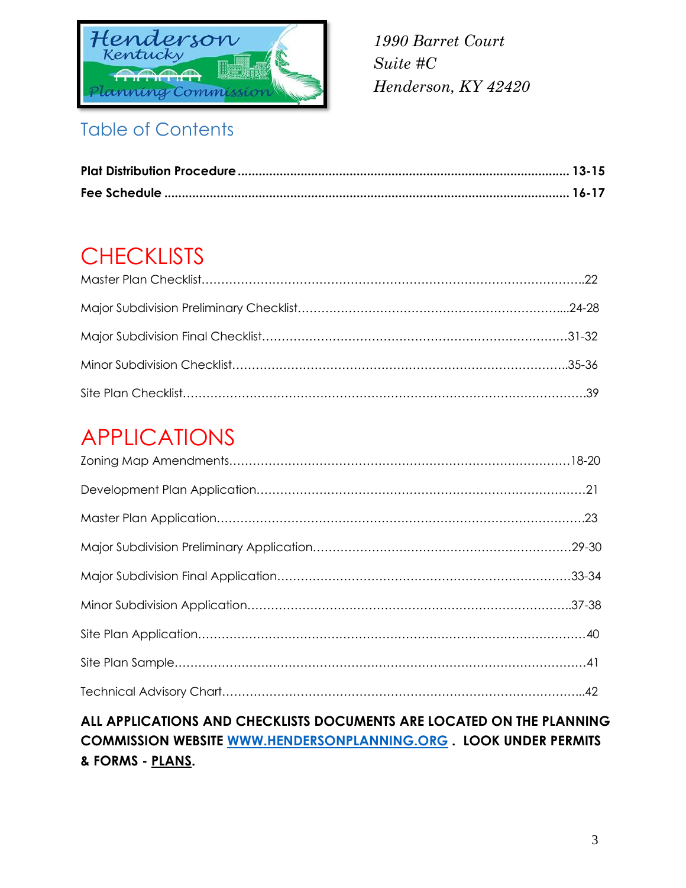*1990 Barret Court*
*Suite #C*
*Henderson, KY 42420*

## Table of Contents

**Plat Distribution Procedure ............................................................ 13-15**
**Fee Schedule ................................................................................. 16-17**

# CHECKLISTS

Master Plan Checklist.......................................................................22

Major Subdivision Preliminary Checklist.............................................24-28

Major Subdivision Final Checklist......................................................31-32

Minor Subdivision Checklist..............................................................35-36

Site Plan Checklist..........................................................................39

# APPLICATIONS

Zoning Map Amendments..................................................................18-20

Development Plan Application...........................................................21

Master Plan Application....................................................................23

Major Subdivision Preliminary Application.........................................29-30

Major Subdivision Final Application...................................................33-34

Minor Subdivision Application...........................................................37-38

Site Plan Application........................................................................40

Site Plan Sample..............................................................................41

Technical Advisory Chart...................................................................42

**ALL APPLICATIONS AND CHECKLISTS DOCUMENTS ARE LOCATED ON THE PLANNING COMMISSION WEBSITE WWW.HENDERSONPLANNING.ORG . LOOK UNDER PERMITS & FORMS - PLANS.**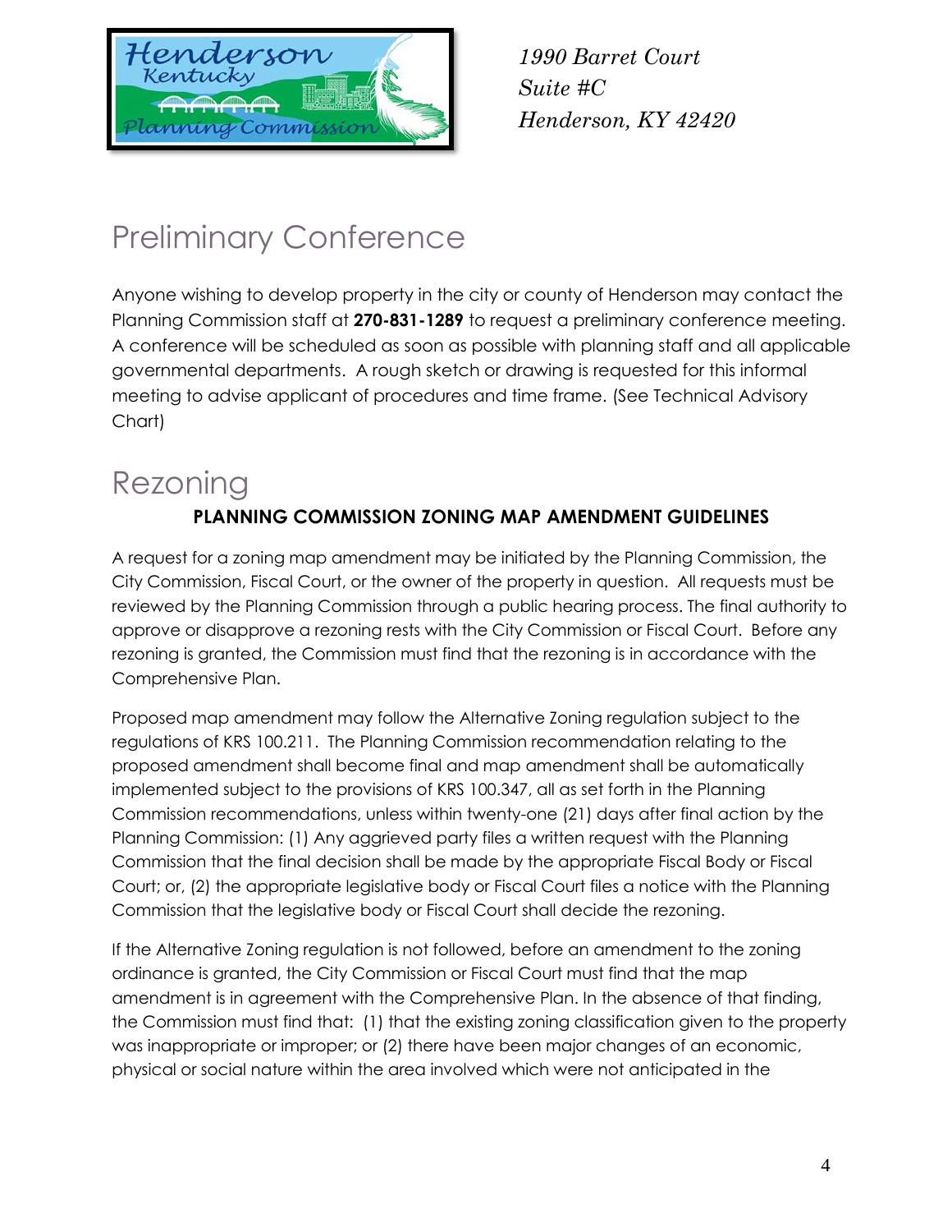1990 Barret Court
Suite #C
Henderson, KY 42420

# Preliminary Conference

Anyone wishing to develop property in the city or county of Henderson may contact the Planning Commission staff at **270-831-1289** to request a preliminary conference meeting. A conference will be scheduled as soon as possible with planning staff and all applicable governmental departments. A rough sketch or drawing is requested for this informal meeting to advise applicant of procedures and time frame. (See Technical Advisory Chart)

# Rezoning

### PLANNING COMMISSION ZONING MAP AMENDMENT GUIDELINES

A request for a zoning map amendment may be initiated by the Planning Commission, the City Commission, Fiscal Court, or the owner of the property in question. All requests must be reviewed by the Planning Commission through a public hearing process. The final authority to approve or disapprove a rezoning rests with the City Commission or Fiscal Court. Before any rezoning is granted, the Commission must find that the rezoning is in accordance with the Comprehensive Plan.

Proposed map amendment may follow the Alternative Zoning regulation subject to the regulations of KRS 100.211. The Planning Commission recommendation relating to the proposed amendment shall become final and map amendment shall be automatically implemented subject to the provisions of KRS 100.347, all as set forth in the Planning Commission recommendations, unless within twenty-one (21) days after final action by the Planning Commission: (1) Any aggrieved party files a written request with the Planning Commission that the final decision shall be made by the appropriate Fiscal Body or Fiscal Court; or, (2) the appropriate legislative body or Fiscal Court files a notice with the Planning Commission that the legislative body or Fiscal Court shall decide the rezoning.

If the Alternative Zoning regulation is not followed, before an amendment to the zoning ordinance is granted, the City Commission or Fiscal Court must find that the map amendment is in agreement with the Comprehensive Plan. In the absence of that finding, the Commission must find that: (1) that the existing zoning classification given to the property was inappropriate or improper; or (2) there have been major changes of an economic, physical or social nature within the area involved which were not anticipated in the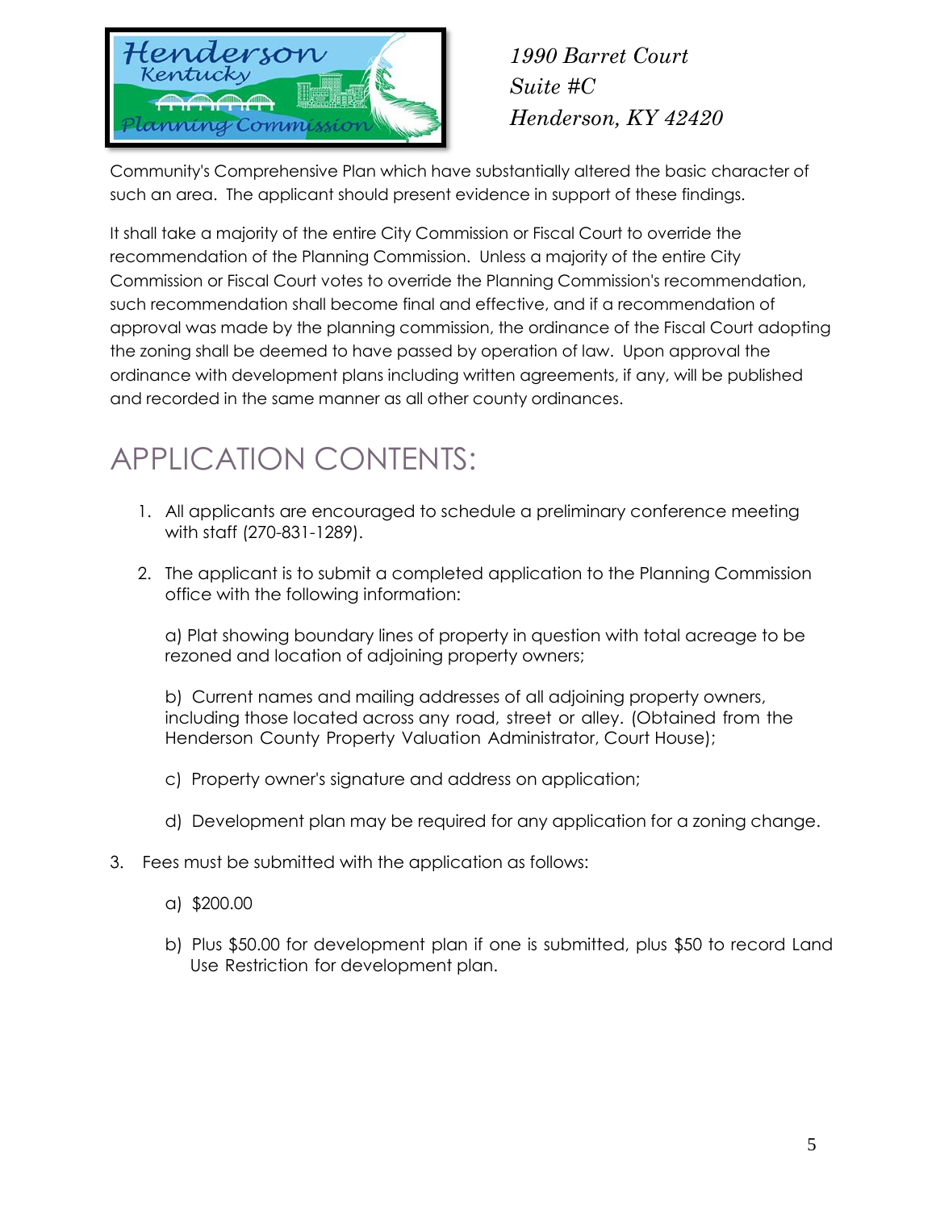Community's Comprehensive Plan which have substantially altered the basic character of such an area. The applicant should present evidence in support of these findings.

It shall take a majority of the entire City Commission or Fiscal Court to override the recommendation of the Planning Commission. Unless a majority of the entire City Commission or Fiscal Court votes to override the Planning Commission's recommendation, such recommendation shall become final and effective, and if a recommendation of approval was made by the planning commission, the ordinance of the Fiscal Court adopting the zoning shall be deemed to have passed by operation of law. Upon approval the ordinance with development plans including written agreements, if any, will be published and recorded in the same manner as all other county ordinances.

# APPLICATION CONTENTS:

1. All applicants are encouraged to schedule a preliminary conference meeting with staff (270-831-1289).

2. The applicant is to submit a completed application to the Planning Commission office with the following information:

   a) Plat showing boundary lines of property in question with total acreage to be rezoned and location of adjoining property owners;

   b) Current names and mailing addresses of all adjoining property owners, including those located across any road, street or alley. (Obtained from the Henderson County Property Valuation Administrator, Court House);

   c) Property owner's signature and address on application;

   d) Development plan may be required for any application for a zoning change.

3. Fees must be submitted with the application as follows:

   a) $200.00

   b) Plus $50.00 for development plan if one is submitted, plus $50 to record Land Use Restriction for development plan.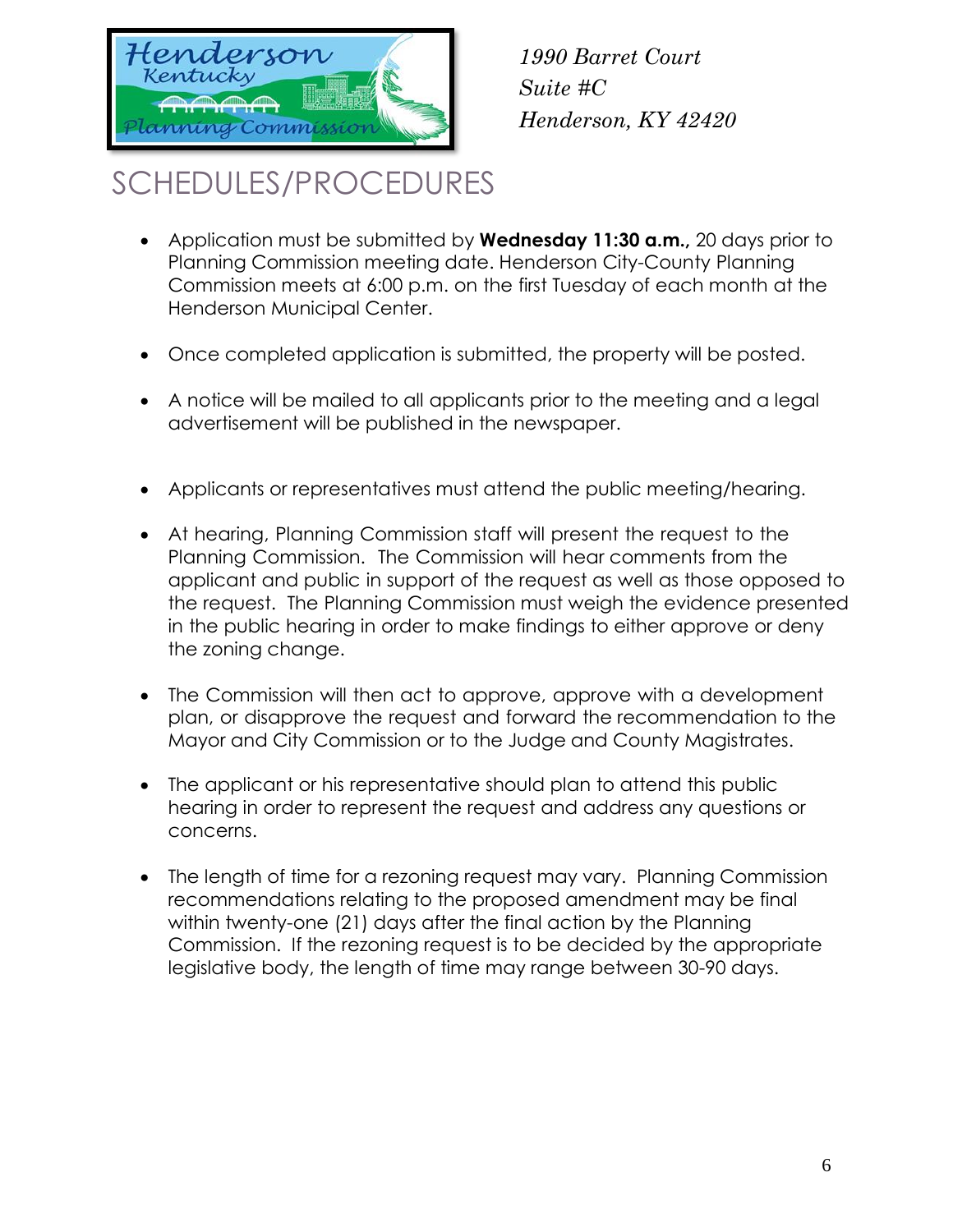*1990 Barret Court*
*Suite #C*
*Henderson, KY 42420*

# SCHEDULES/PROCEDURES

- Application must be submitted by **Wednesday 11:30 a.m.,** 20 days prior to Planning Commission meeting date. Henderson City-County Planning Commission meets at 6:00 p.m. on the first Tuesday of each month at the Henderson Municipal Center.

- Once completed application is submitted, the property will be posted.

- A notice will be mailed to all applicants prior to the meeting and a legal advertisement will be published in the newspaper.

- Applicants or representatives must attend the public meeting/hearing.

- At hearing, Planning Commission staff will present the request to the Planning Commission. The Commission will hear comments from the applicant and public in support of the request as well as those opposed to the request. The Planning Commission must weigh the evidence presented in the public hearing in order to make findings to either approve or deny the zoning change.

- The Commission will then act to approve, approve with a development plan, or disapprove the request and forward the recommendation to the Mayor and City Commission or to the Judge and County Magistrates.

- The applicant or his representative should plan to attend this public hearing in order to represent the request and address any questions or concerns.

- The length of time for a rezoning request may vary. Planning Commission recommendations relating to the proposed amendment may be final within twenty-one (21) days after the final action by the Planning Commission. If the rezoning request is to be decided by the appropriate legislative body, the length of time may range between 30-90 days.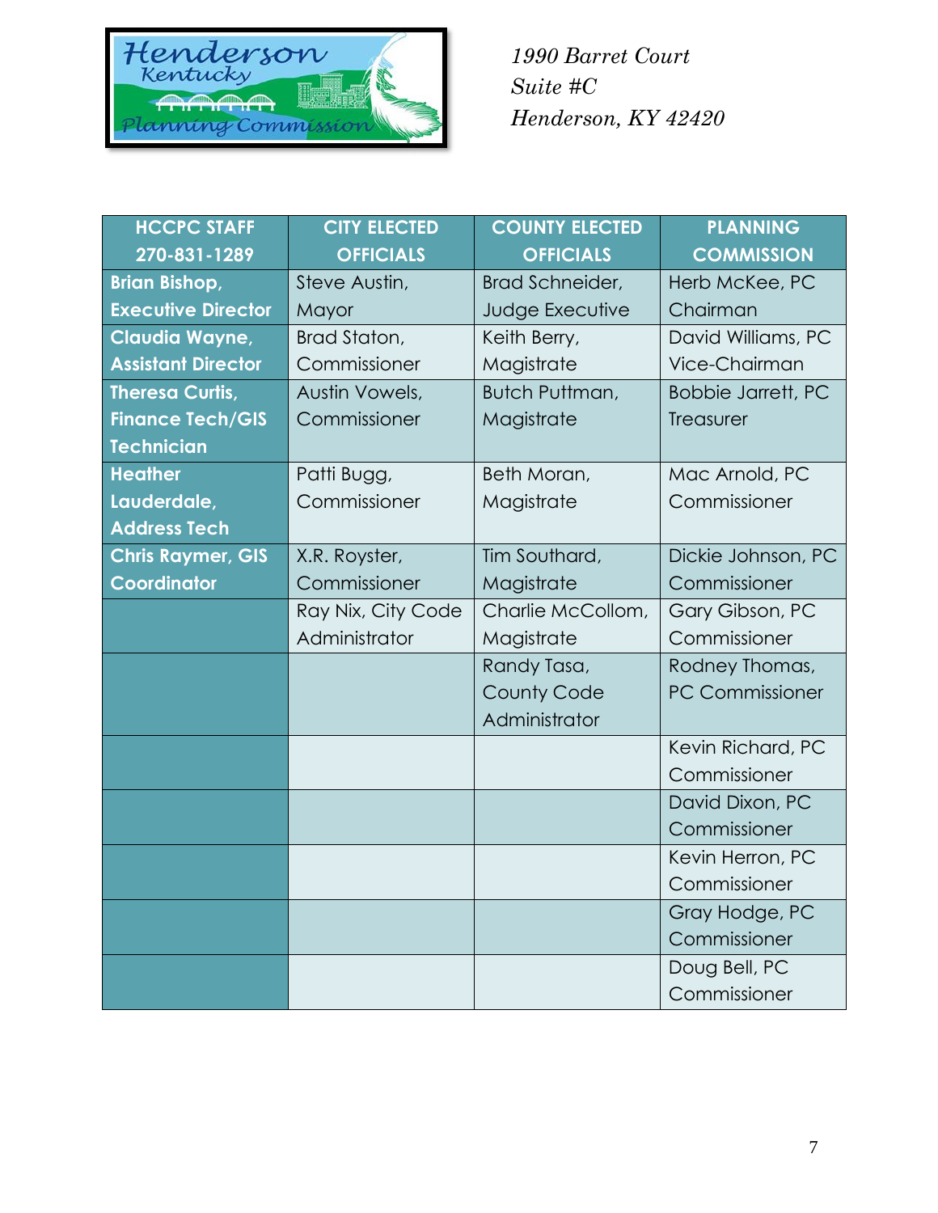1990 Barret Court
Suite #C
Henderson, KY 42420

| HCCPC STAFF 270-831-1289 | CITY ELECTED OFFICIALS | COUNTY ELECTED OFFICIALS | PLANNING COMMISSION |
|---|---|---|---|
| **Brian Bishop, Executive Director** | Steve Austin, Mayor | Brad Schneider, Judge Executive | Herb McKee, PC Chairman |
| **Claudia Wayne, Assistant Director** | Brad Staton, Commissioner | Keith Berry, Magistrate | David Williams, PC Vice-Chairman |
| **Theresa Curtis, Finance Tech/GIS Technician** | Austin Vowels, Commissioner | Butch Puttman, Magistrate | Bobbie Jarrett, PC Treasurer |
| **Heather Lauderdale, Address Tech** | Patti Bugg, Commissioner | Beth Moran, Magistrate | Mac Arnold, PC Commissioner |
| **Chris Raymer, GIS Coordinator** | X.R. Royster, Commissioner | Tim Southard, Magistrate | Dickie Johnson, PC Commissioner |
| | Ray Nix, City Code Administrator | Charlie McCollom, Magistrate | Gary Gibson, PC Commissioner |
| | | Randy Tasa, County Code Administrator | Rodney Thomas, PC Commissioner |
| | | | Kevin Richard, PC Commissioner |
| | | | David Dixon, PC Commissioner |
| | | | Kevin Herron, PC Commissioner |
| | | | Gray Hodge, PC Commissioner |
| | | | Doug Bell, PC Commissioner |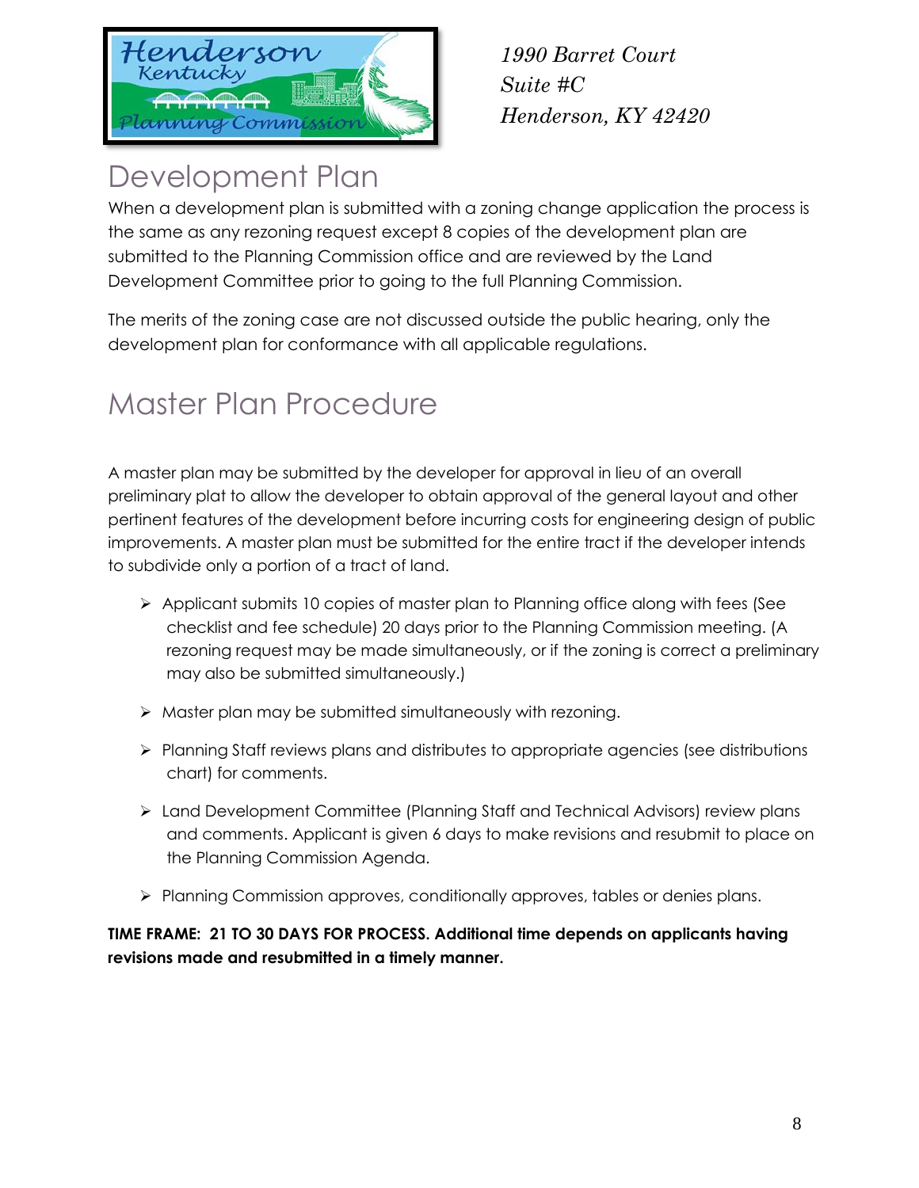*1990 Barret Court*
*Suite #C*
*Henderson, KY 42420*

# Development Plan

When a development plan is submitted with a zoning change application the process is the same as any rezoning request except 8 copies of the development plan are submitted to the Planning Commission office and are reviewed by the Land Development Committee prior to going to the full Planning Commission.

The merits of the zoning case are not discussed outside the public hearing, only the development plan for conformance with all applicable regulations.

# Master Plan Procedure

A master plan may be submitted by the developer for approval in lieu of an overall preliminary plat to allow the developer to obtain approval of the general layout and other pertinent features of the development before incurring costs for engineering design of public improvements. A master plan must be submitted for the entire tract if the developer intends to subdivide only a portion of a tract of land.

- Applicant submits 10 copies of master plan to Planning office along with fees (See checklist and fee schedule) 20 days prior to the Planning Commission meeting. (A rezoning request may be made simultaneously, or if the zoning is correct a preliminary may also be submitted simultaneously.)
- Master plan may be submitted simultaneously with rezoning.
- Planning Staff reviews plans and distributes to appropriate agencies (see distributions chart) for comments.
- Land Development Committee (Planning Staff and Technical Advisors) review plans and comments. Applicant is given 6 days to make revisions and resubmit to place on the Planning Commission Agenda.
- Planning Commission approves, conditionally approves, tables or denies plans.

**TIME FRAME: 21 TO 30 DAYS FOR PROCESS. Additional time depends on applicants having revisions made and resubmitted in a timely manner.**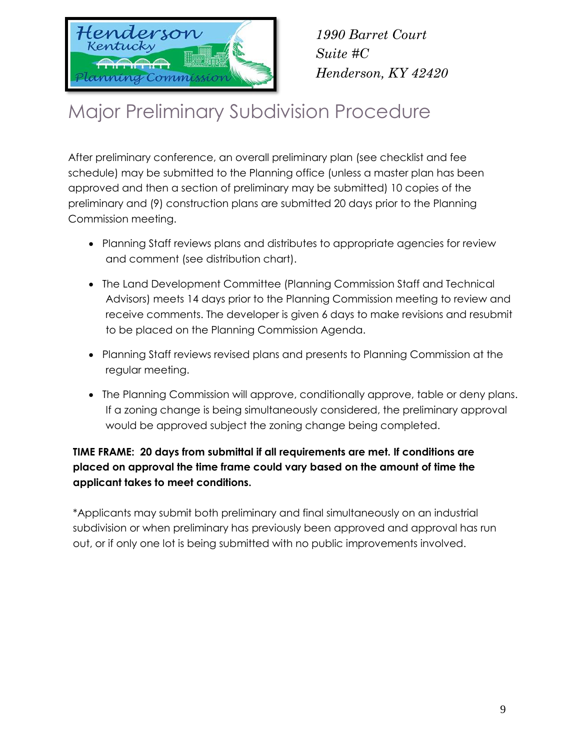1990 Barret Court
Suite #C
Henderson, KY 42420

# Major Preliminary Subdivision Procedure

After preliminary conference, an overall preliminary plan (see checklist and fee schedule) may be submitted to the Planning office (unless a master plan has been approved and then a section of preliminary may be submitted) 10 copies of the preliminary and (9) construction plans are submitted 20 days prior to the Planning Commission meeting.

- Planning Staff reviews plans and distributes to appropriate agencies for review and comment (see distribution chart).
- The Land Development Committee (Planning Commission Staff and Technical Advisors) meets 14 days prior to the Planning Commission meeting to review and receive comments. The developer is given 6 days to make revisions and resubmit to be placed on the Planning Commission Agenda.
- Planning Staff reviews revised plans and presents to Planning Commission at the regular meeting.
- The Planning Commission will approve, conditionally approve, table or deny plans. If a zoning change is being simultaneously considered, the preliminary approval would be approved subject the zoning change being completed.

**TIME FRAME: 20 days from submittal if all requirements are met. If conditions are placed on approval the time frame could vary based on the amount of time the applicant takes to meet conditions.**

*Applicants may submit both preliminary and final simultaneously on an industrial subdivision or when preliminary has previously been approved and approval has run out, or if only one lot is being submitted with no public improvements involved.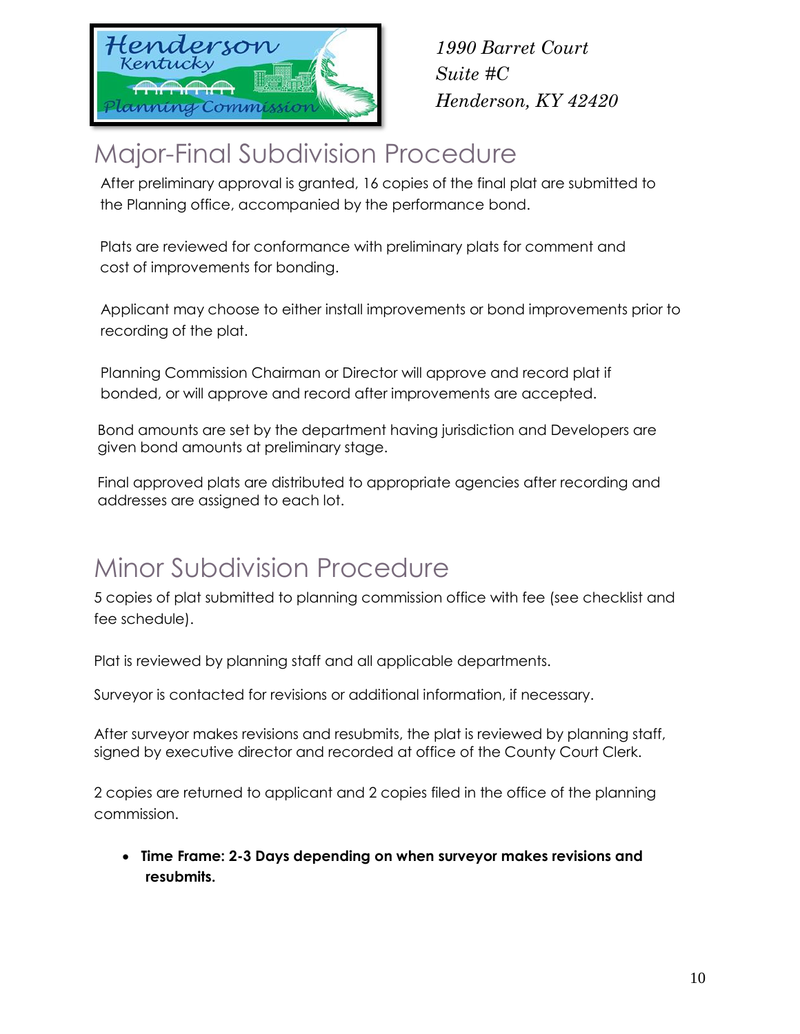*1990 Barret Court*
*Suite #C*
*Henderson, KY 42420*

# Major-Final Subdivision Procedure

After preliminary approval is granted, 16 copies of the final plat are submitted to the Planning office, accompanied by the performance bond.

Plats are reviewed for conformance with preliminary plats for comment and cost of improvements for bonding.

Applicant may choose to either install improvements or bond improvements prior to recording of the plat.

Planning Commission Chairman or Director will approve and record plat if bonded, or will approve and record after improvements are accepted.

Bond amounts are set by the department having jurisdiction and Developers are given bond amounts at preliminary stage.

Final approved plats are distributed to appropriate agencies after recording and addresses are assigned to each lot.

# Minor Subdivision Procedure

5 copies of plat submitted to planning commission office with fee (see checklist and fee schedule).

Plat is reviewed by planning staff and all applicable departments.

Surveyor is contacted for revisions or additional information, if necessary.

After surveyor makes revisions and resubmits, the plat is reviewed by planning staff, signed by executive director and recorded at office of the County Court Clerk.

2 copies are returned to applicant and 2 copies filed in the office of the planning commission.

- **Time Frame: 2-3 Days depending on when surveyor makes revisions and resubmits.**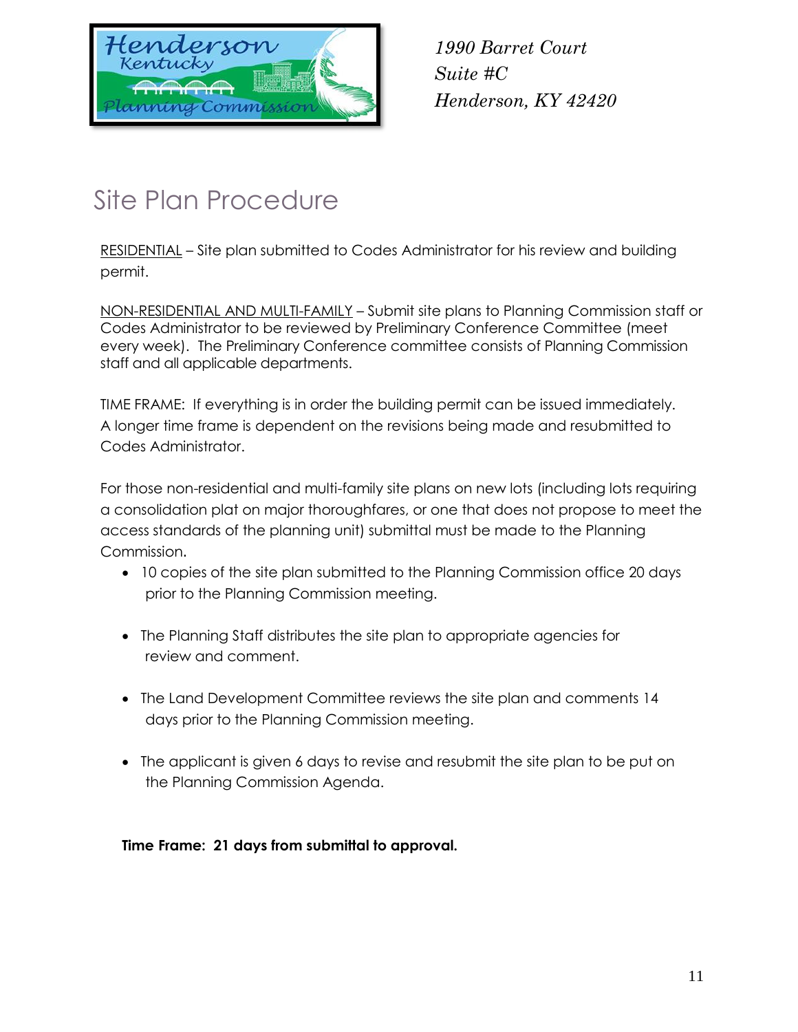1990 Barret Court
Suite #C
Henderson, KY 42420

# Site Plan Procedure

RESIDENTIAL – Site plan submitted to Codes Administrator for his review and building permit.

NON-RESIDENTIAL AND MULTI-FAMILY – Submit site plans to Planning Commission staff or Codes Administrator to be reviewed by Preliminary Conference Committee (meet every week). The Preliminary Conference committee consists of Planning Commission staff and all applicable departments.

TIME FRAME: If everything is in order the building permit can be issued immediately. A longer time frame is dependent on the revisions being made and resubmitted to Codes Administrator.

For those non-residential and multi-family site plans on new lots (including lots requiring a consolidation plat on major thoroughfares, or one that does not propose to meet the access standards of the planning unit) submittal must be made to the Planning Commission.

- 10 copies of the site plan submitted to the Planning Commission office 20 days prior to the Planning Commission meeting.
- The Planning Staff distributes the site plan to appropriate agencies for review and comment.
- The Land Development Committee reviews the site plan and comments 14 days prior to the Planning Commission meeting.
- The applicant is given 6 days to revise and resubmit the site plan to be put on the Planning Commission Agenda.

**Time Frame: 21 days from submittal to approval.**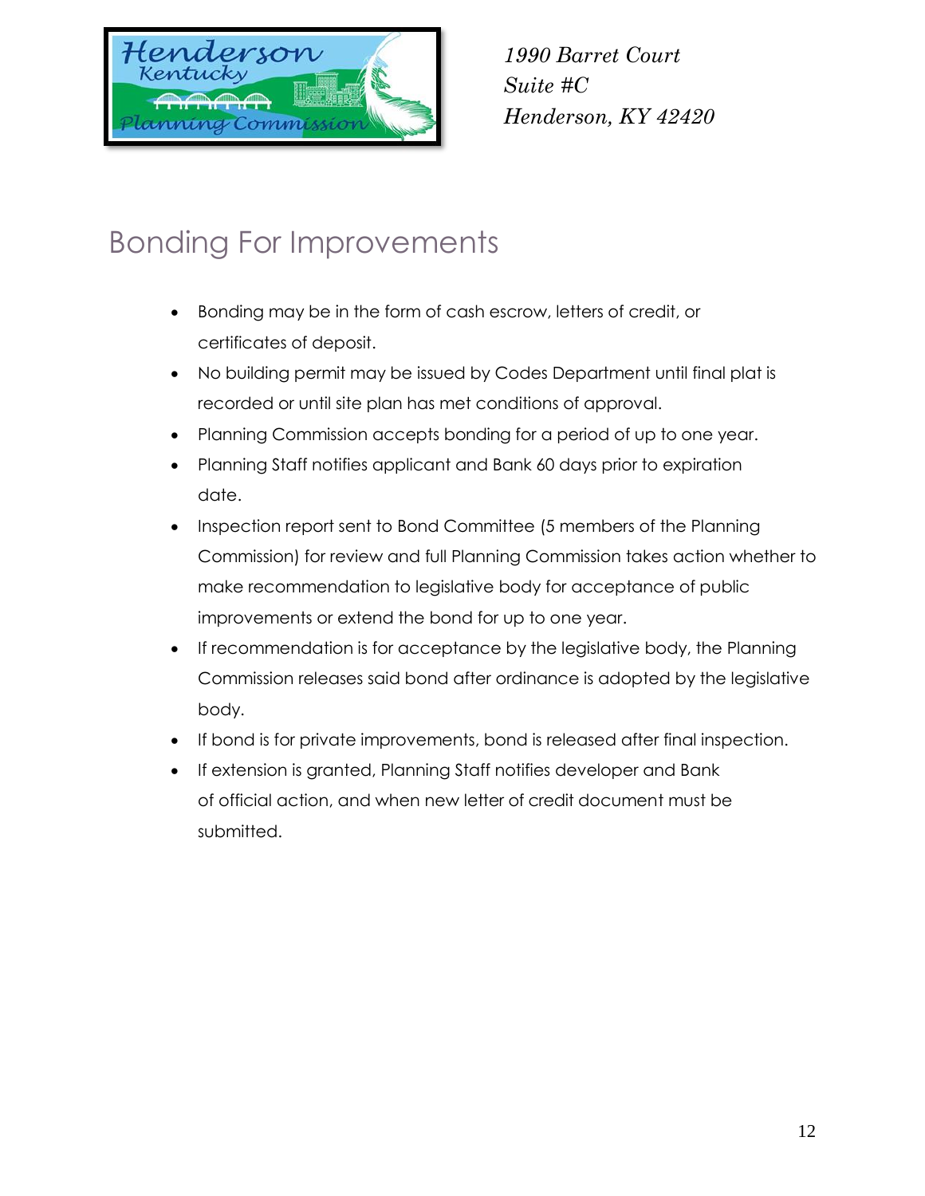*1990 Barret Court*
*Suite #C*
*Henderson, KY 42420*

# Bonding For Improvements

- Bonding may be in the form of cash escrow, letters of credit, or certificates of deposit.
- No building permit may be issued by Codes Department until final plat is recorded or until site plan has met conditions of approval.
- Planning Commission accepts bonding for a period of up to one year.
- Planning Staff notifies applicant and Bank 60 days prior to expiration date.
- Inspection report sent to Bond Committee (5 members of the Planning Commission) for review and full Planning Commission takes action whether to make recommendation to legislative body for acceptance of public improvements or extend the bond for up to one year.
- If recommendation is for acceptance by the legislative body, the Planning Commission releases said bond after ordinance is adopted by the legislative body.
- If bond is for private improvements, bond is released after final inspection.
- If extension is granted, Planning Staff notifies developer and Bank of official action, and when new letter of credit document must be submitted.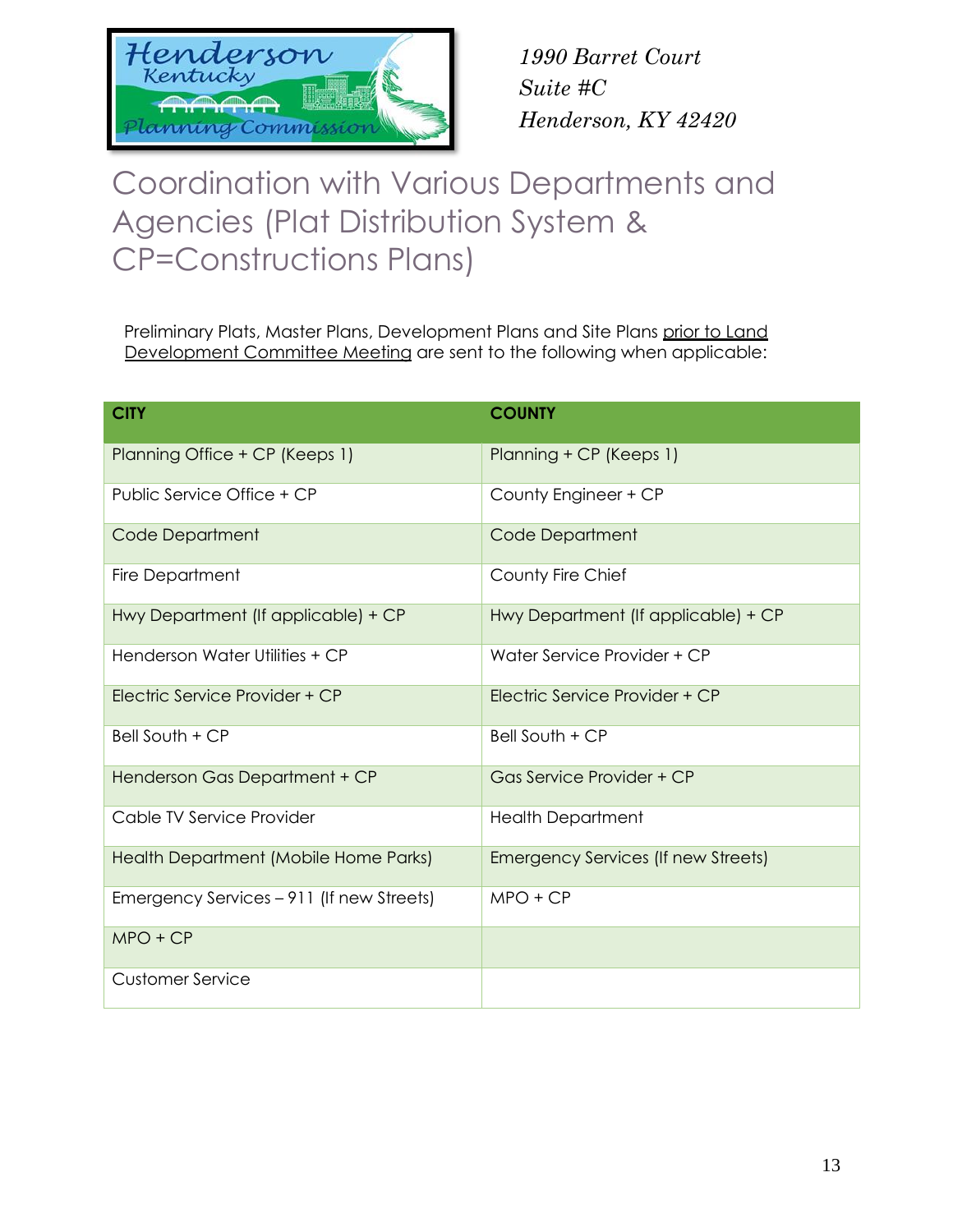1990 Barret Court
Suite #C
Henderson, KY 42420

# Coordination with Various Departments and Agencies (Plat Distribution System & CP=Constructions Plans)

Preliminary Plats, Master Plans, Development Plans and Site Plans prior to Land Development Committee Meeting are sent to the following when applicable:

| CITY | COUNTY |
|---|---|
| Planning Office + CP (Keeps 1) | Planning + CP (Keeps 1) |
| Public Service Office + CP | County Engineer + CP |
| Code Department | Code Department |
| Fire Department | County Fire Chief |
| Hwy Department (If applicable) + CP | Hwy Department (If applicable) + CP |
| Henderson Water Utilities + CP | Water Service Provider + CP |
| Electric Service Provider + CP | Electric Service Provider + CP |
| Bell South + CP | Bell South + CP |
| Henderson Gas Department + CP | Gas Service Provider + CP |
| Cable TV Service Provider | Health Department |
| Health Department (Mobile Home Parks) | Emergency Services (If new Streets) |
| Emergency Services – 911 (If new Streets) | MPO + CP |
| MPO + CP | |
| Customer Service | |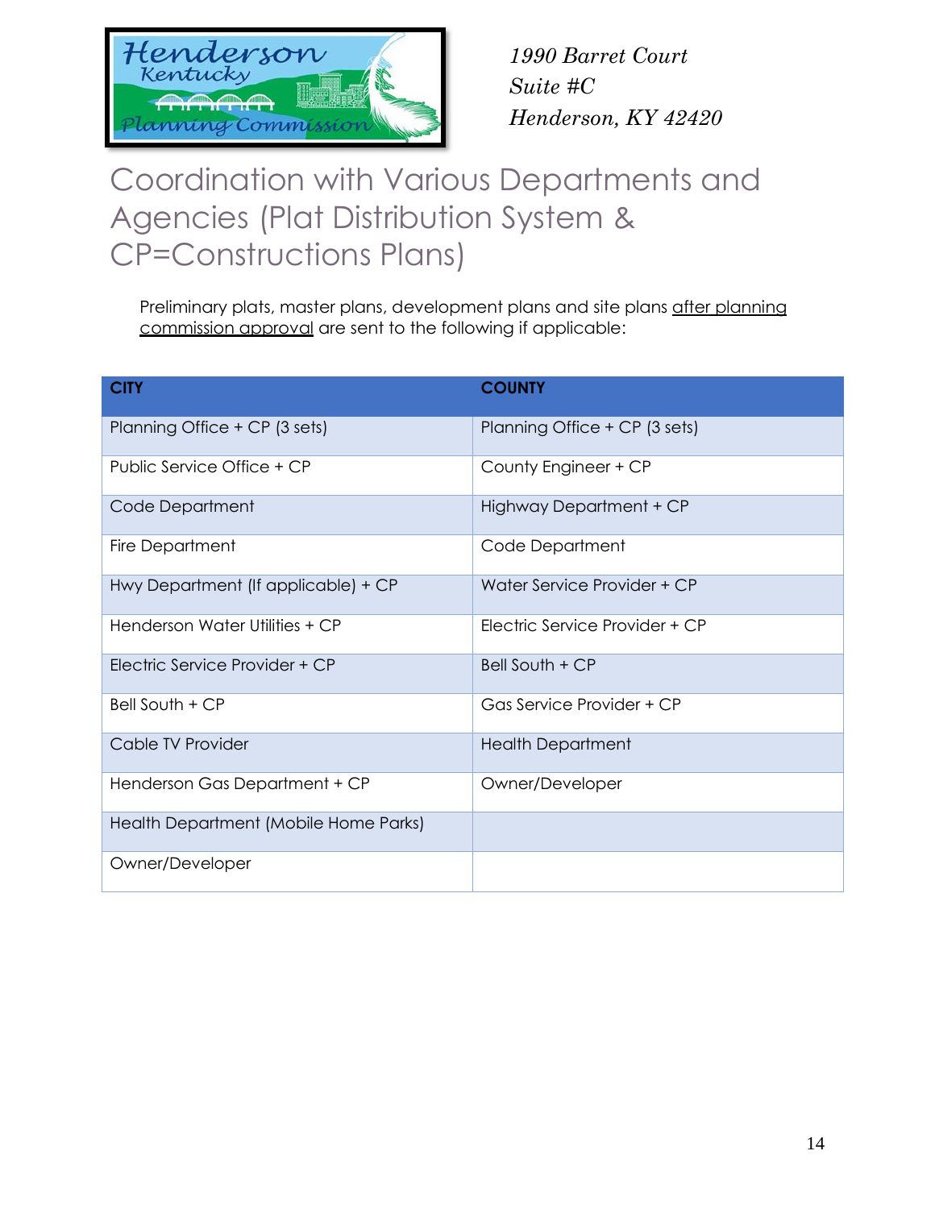1990 Barret Court
Suite #C
Henderson, KY 42420

# Coordination with Various Departments and Agencies (Plat Distribution System & CP=Constructions Plans)

Preliminary plats, master plans, development plans and site plans after planning commission approval are sent to the following if applicable:

| CITY | COUNTY |
| --- | --- |
| Planning Office + CP (3 sets) | Planning Office + CP (3 sets) |
| Public Service Office + CP | County Engineer + CP |
| Code Department | Highway Department + CP |
| Fire Department | Code Department |
| Hwy Department (If applicable) + CP | Water Service Provider + CP |
| Henderson Water Utilities + CP | Electric Service Provider + CP |
| Electric Service Provider + CP | Bell South + CP |
| Bell South + CP | Gas Service Provider + CP |
| Cable TV Provider | Health Department |
| Henderson Gas Department + CP | Owner/Developer |
| Health Department (Mobile Home Parks) | |
| Owner/Developer | |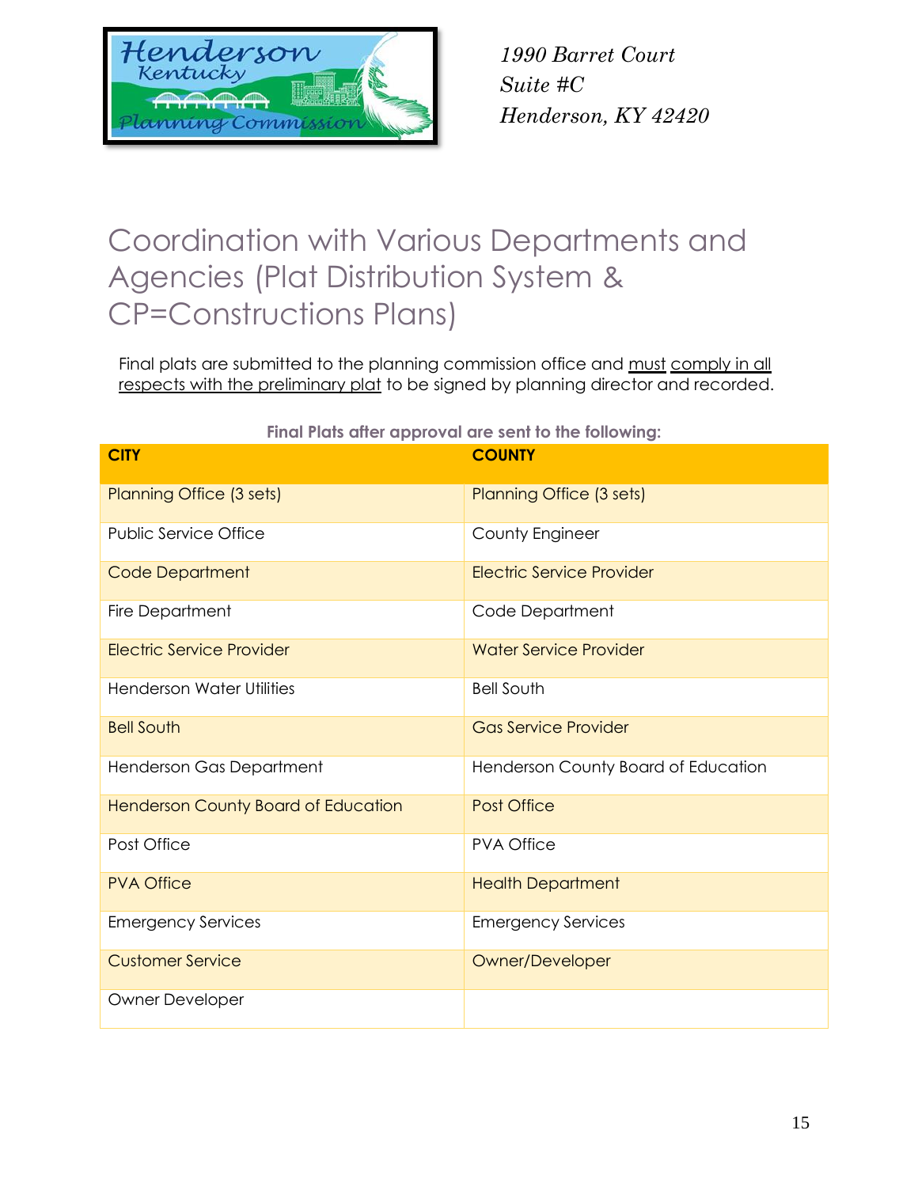1990 Barret Court
Suite #C
Henderson, KY 42420

# Coordination with Various Departments and Agencies (Plat Distribution System & CP=Constructions Plans)

Final plats are submitted to the planning commission office and must comply in all respects with the preliminary plat to be signed by planning director and recorded.

**Final Plats after approval are sent to the following:**

| CITY | COUNTY |
|---|---|
| Planning Office (3 sets) | Planning Office (3 sets) |
| Public Service Office | County Engineer |
| Code Department | Electric Service Provider |
| Fire Department | Code Department |
| Electric Service Provider | Water Service Provider |
| Henderson Water Utilities | Bell South |
| Bell South | Gas Service Provider |
| Henderson Gas Department | Henderson County Board of Education |
| Henderson County Board of Education | Post Office |
| Post Office | PVA Office |
| PVA Office | Health Department |
| Emergency Services | Emergency Services |
| Customer Service | Owner/Developer |
| Owner Developer | |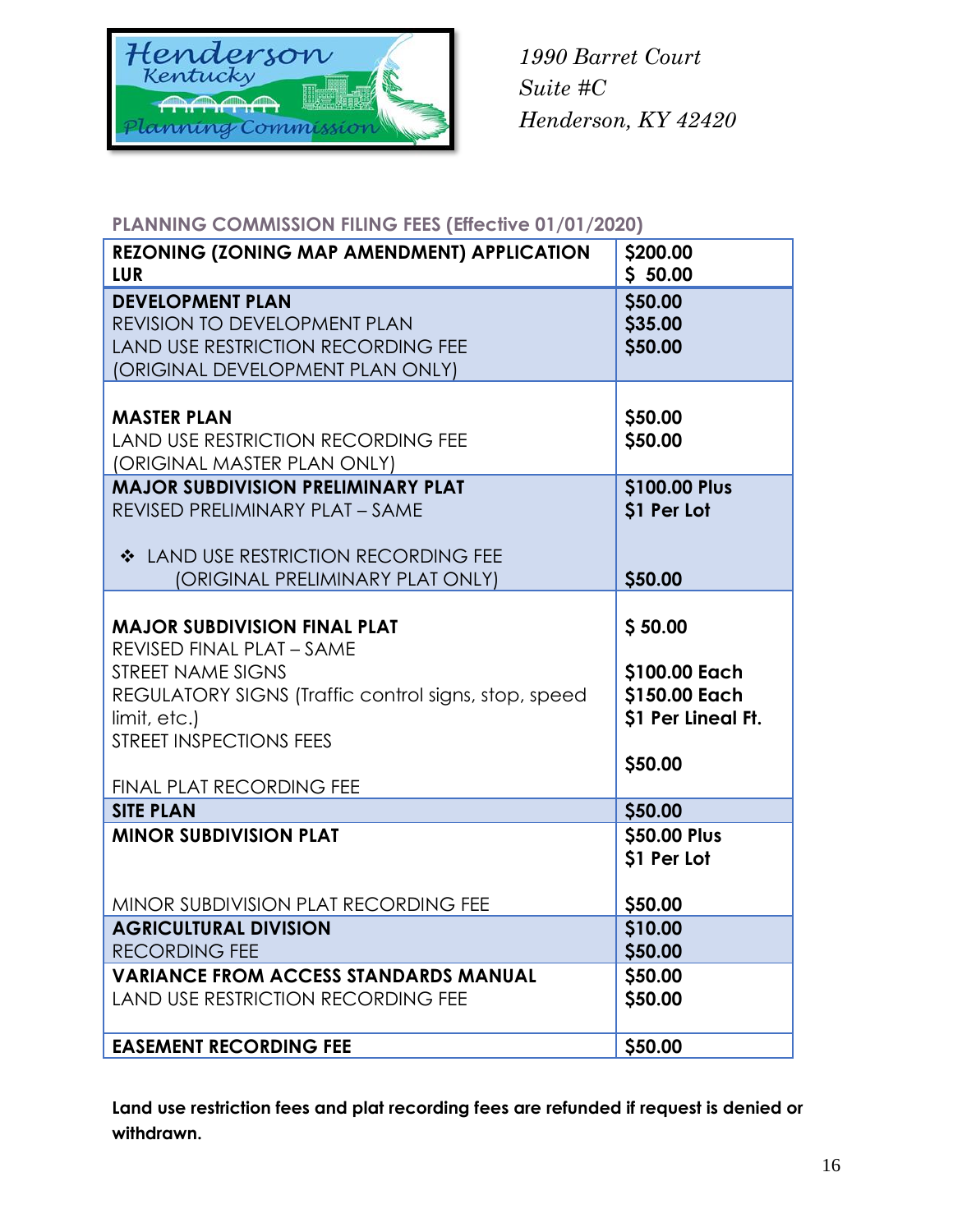Henderson Kentucky Planning Commission

*1990 Barret Court*
*Suite #C*
*Henderson, KY 42420*

## PLANNING COMMISSION FILING FEES (Effective 01/01/2020)

| | |
|---|---|
| **REZONING (ZONING MAP AMENDMENT) APPLICATION**<br>**LUR** | **$200.00**<br>**$ 50.00** |
| **DEVELOPMENT PLAN**<br>REVISION TO DEVELOPMENT PLAN<br>LAND USE RESTRICTION RECORDING FEE<br>(ORIGINAL DEVELOPMENT PLAN ONLY) | **$50.00**<br>**$35.00**<br>**$50.00** |
| **MASTER PLAN**<br>LAND USE RESTRICTION RECORDING FEE<br>(ORIGINAL MASTER PLAN ONLY) | **$50.00**<br>**$50.00** |
| **MAJOR SUBDIVISION PRELIMINARY PLAT**<br>REVISED PRELIMINARY PLAT – SAME<br>❖ LAND USE RESTRICTION RECORDING FEE<br>(ORIGINAL PRELIMINARY PLAT ONLY) | **$100.00 Plus**<br>**$1 Per Lot**<br><br>**$50.00** |
| **MAJOR SUBDIVISION FINAL PLAT**<br>REVISED FINAL PLAT – SAME<br>STREET NAME SIGNS<br>REGULATORY SIGNS (Traffic control signs, stop, speed limit, etc.)<br>STREET INSPECTIONS FEES<br>FINAL PLAT RECORDING FEE | **$ 50.00**<br><br>**$100.00 Each**<br>**$150.00 Each**<br>**$1 Per Lineal Ft.**<br>**$50.00** |
| **SITE PLAN** | **$50.00** |
| **MINOR SUBDIVISION PLAT**<br>MINOR SUBDIVISION PLAT RECORDING FEE | **$50.00 Plus**<br>**$1 Per Lot**<br>**$50.00** |
| **AGRICULTURAL DIVISION**<br>RECORDING FEE | **$10.00**<br>**$50.00** |
| **VARIANCE FROM ACCESS STANDARDS MANUAL**<br>LAND USE RESTRICTION RECORDING FEE | **$50.00**<br>**$50.00** |
| **EASEMENT RECORDING FEE** | **$50.00** |

**Land use restriction fees and plat recording fees are refunded if request is denied or withdrawn.**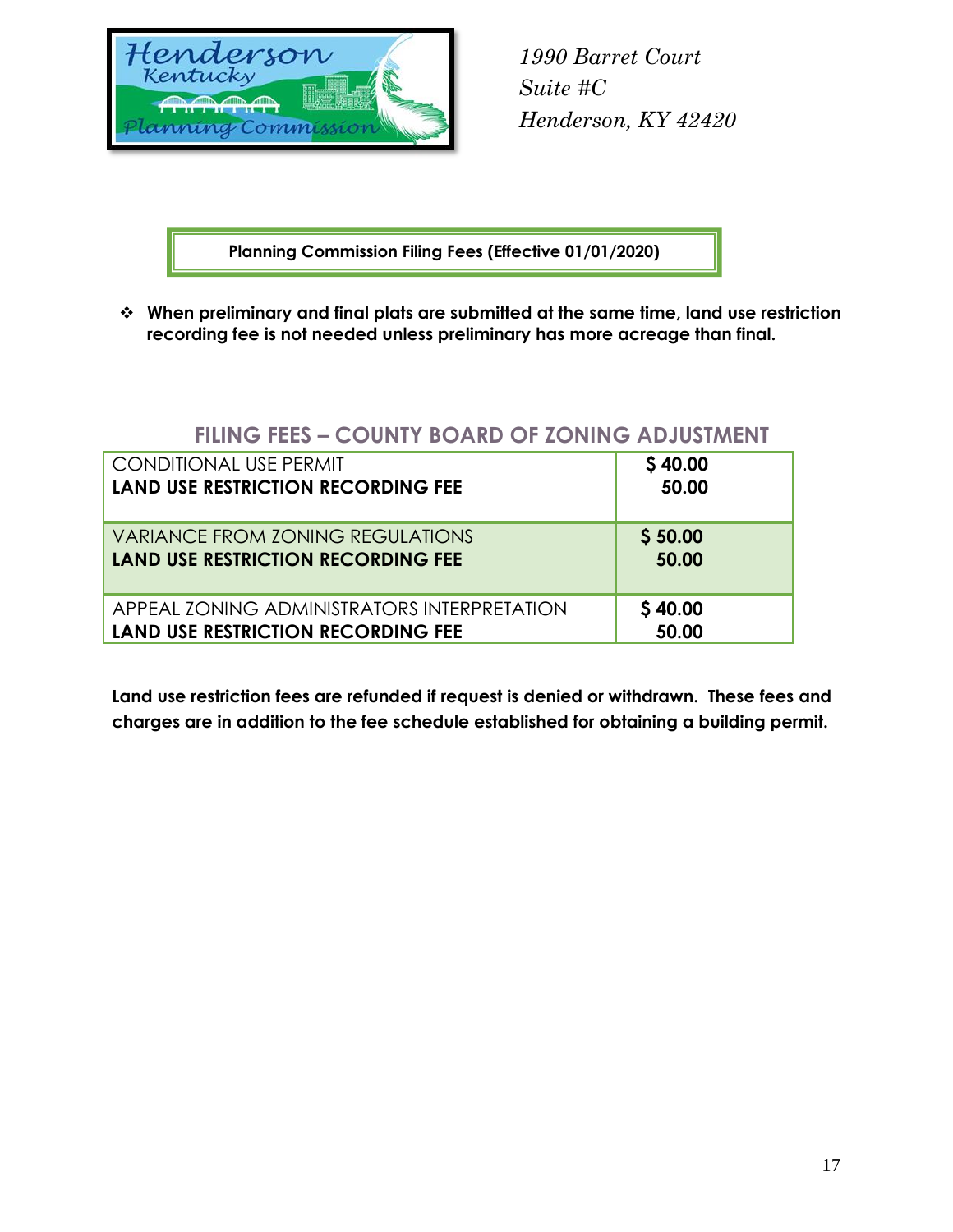1990 Barret Court
Suite #C
Henderson, KY 42420

**Planning Commission Filing Fees (Effective 01/01/2020)**

- **When preliminary and final plats are submitted at the same time, land use restriction recording fee is not needed unless preliminary has more acreage than final.**

## FILING FEES – COUNTY BOARD OF ZONING ADJUSTMENT

| | |
|---|---|
| CONDITIONAL USE PERMIT<br>**LAND USE RESTRICTION RECORDING FEE** | **$ 40.00**<br>**50.00** |
| VARIANCE FROM ZONING REGULATIONS<br>**LAND USE RESTRICTION RECORDING FEE** | **$ 50.00**<br>**50.00** |
| APPEAL ZONING ADMINISTRATORS INTERPRETATION<br>**LAND USE RESTRICTION RECORDING FEE** | **$ 40.00**<br>**50.00** |

**Land use restriction fees are refunded if request is denied or withdrawn. These fees and charges are in addition to the fee schedule established for obtaining a building permit.**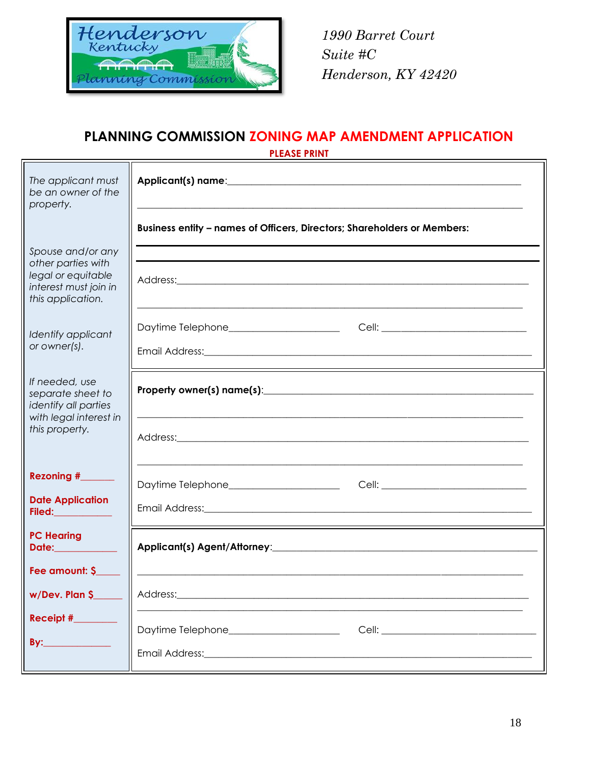1990 Barret Court
Suite #C
Henderson, KY 42420

# PLANNING COMMISSION ZONING MAP AMENDMENT APPLICATION

**PLEASE PRINT**

| | |
|---|---|
| *The applicant must be an owner of the property.* <br><br> *Spouse and/or any other parties with legal or equitable interest must join in this application.* <br><br> *Identify applicant or owner(s).* | **Applicant(s) name**:______________________________________________ <br> ______________________________________________________________ <br> **Business entity – names of Officers, Directors; Shareholders or Members:** <br> ______________________________________________________________ <br> ______________________________________________________________ <br> Address:______________________________________________________ <br> ______________________________________________________________ <br> Daytime Telephone____________________ Cell: __________________________ <br> Email Address:__________________________________________________ |
| *If needed, use separate sheet to identify all parties with legal interest in this property.* <br><br> **Rezoning #______** <br><br> **Date Application Filed:__________** | **Property owner(s) name(s)**:__________________________________________ <br> ______________________________________________________________ <br> Address:______________________________________________________ <br> ______________________________________________________________ <br> Daytime Telephone____________________ Cell: __________________________ <br> Email Address:__________________________________________________ |
| **PC Hearing Date:___________** <br><br> **Fee amount: $_____** <br><br> **w/Dev. Plan $_____** <br><br> **Receipt #________** <br><br> **By:____________** | **Applicant(s) Agent/Attorney**:_______________________________________ <br> ______________________________________________________________ <br> Address:______________________________________________________ <br> ______________________________________________________________ <br> Daytime Telephone____________________ Cell: __________________________ <br> Email Address:__________________________________________________ |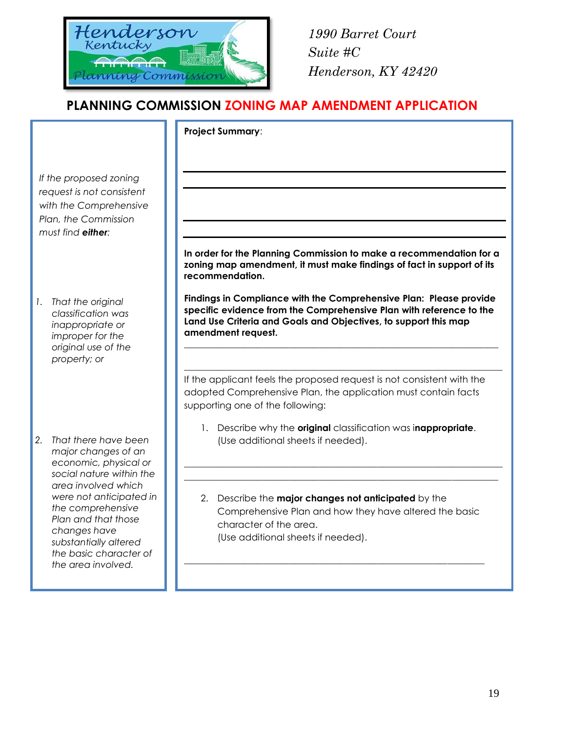1990 Barret Court
Suite #C
Henderson, KY 42420

# PLANNING COMMISSION ZONING MAP AMENDMENT APPLICATION

*If the proposed zoning request is not consistent with the Comprehensive Plan, the Commission must find **either**:*

1. *That the original classification was inappropriate or improper for the original use of the property; or*
2. *That there have been major changes of an economic, physical or social nature within the area involved which were not anticipated in the comprehensive Plan and that those changes have substantially altered the basic character of the area involved.*

**Project Summary**:

______________________________________________________________

______________________________________________________________

______________________________________________________________

______________________________________________________________

**In order for the Planning Commission to make a recommendation for a zoning map amendment, it must make findings of fact in support of its recommendation.**

**Findings in Compliance with the Comprehensive Plan: Please provide specific evidence from the Comprehensive Plan with reference to the Land Use Criteria and Goals and Objectives, to support this map amendment request.**

______________________________________________________________

______________________________________________________________

If the applicant feels the proposed request is not consistent with the adopted Comprehensive Plan, the application must contain facts supporting one of the following:

1. Describe why the **original** classification was i**nappropriate**. (Use additional sheets if needed).

______________________________________________________________

______________________________________________________________

2. Describe the **major changes not anticipated** by the Comprehensive Plan and how they have altered the basic character of the area.
(Use additional sheets if needed).

______________________________________________________________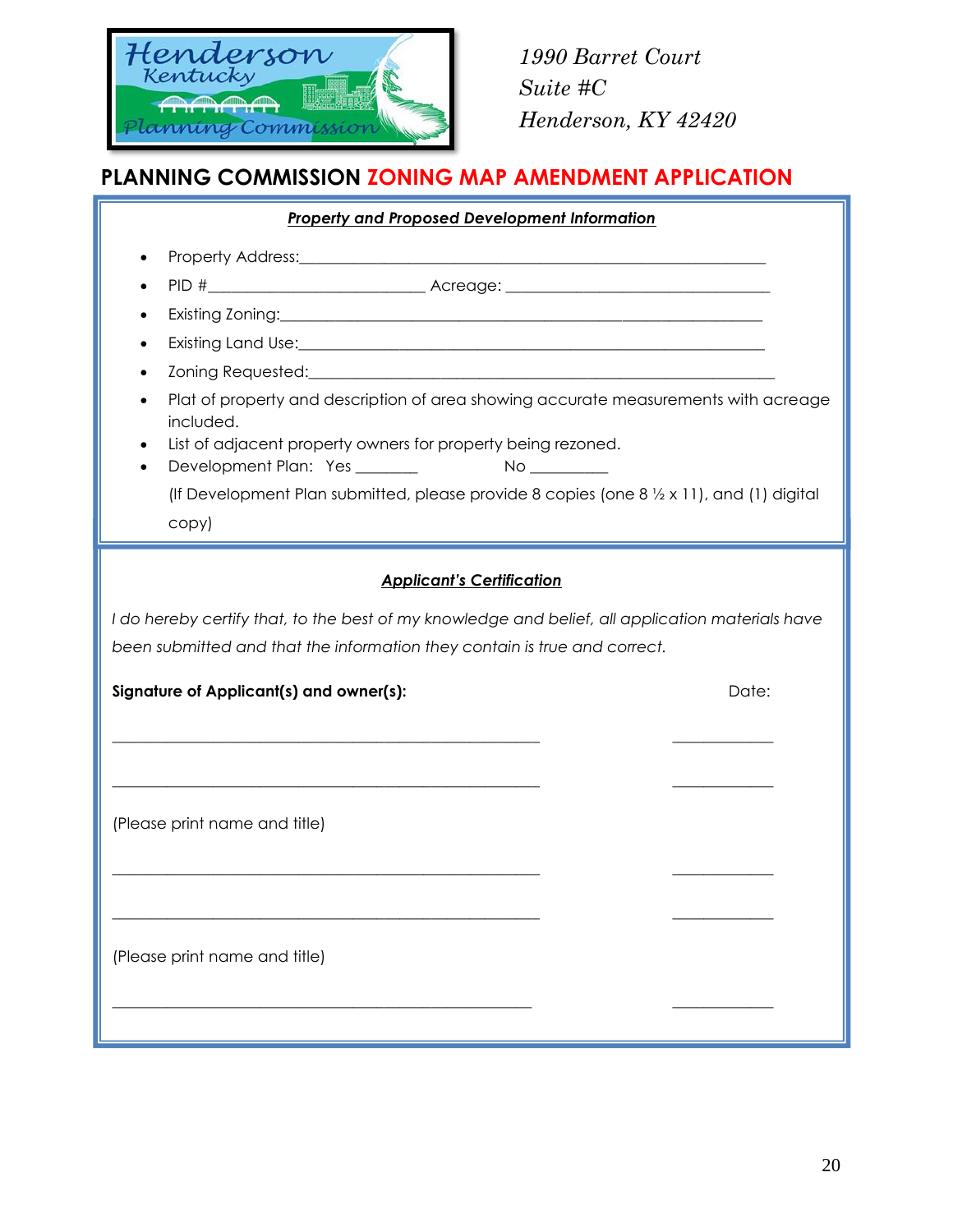1990 Barret Court
Suite #C
Henderson, KY 42420

# PLANNING COMMISSION ZONING MAP AMENDMENT APPLICATION

***Property and Proposed Development Information***

- Property Address:_______________________________________________
- PID #____________________ Acreage: _________________________
- Existing Zoning:_______________________________________________
- Existing Land Use:_____________________________________________
- Zoning Requested:______________________________________________
- Plat of property and description of area showing accurate measurements with acreage included.
- List of adjacent property owners for property being rezoned.
- Development Plan: Yes _______ No _________

  (If Development Plan submitted, please provide 8 copies (one 8 ½ x 11), and (1) digital copy)

***Applicant's Certification***

*I do hereby certify that, to the best of my knowledge and belief, all application materials have been submitted and that the information they contain is true and correct.*

**Signature of Applicant(s) and owner(s):** Date:

________________________________________ __________

________________________________________ __________

(Please print name and title)

________________________________________ __________

________________________________________ __________

(Please print name and title)

________________________________________ __________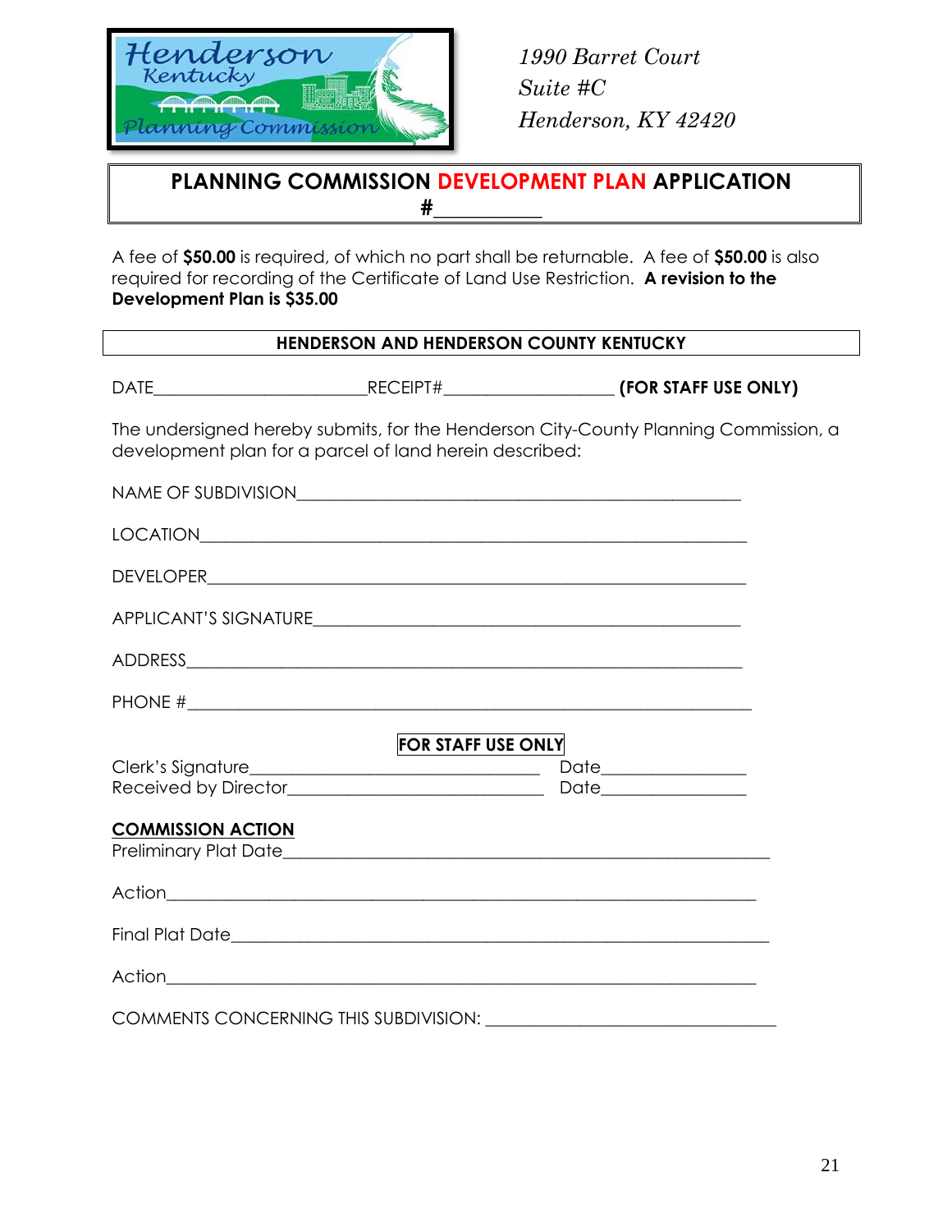1990 Barret Court
Suite #C
Henderson, KY 42420

# PLANNING COMMISSION DEVELOPMENT PLAN APPLICATION
#___________

A fee of **$50.00** is required, of which no part shall be returnable. A fee of **$50.00** is also required for recording of the Certificate of Land Use Restriction. **A revision to the Development Plan is $35.00**

**HENDERSON AND HENDERSON COUNTY KENTUCKY**

DATE________________________RECEIPT#___________________ **(FOR STAFF USE ONLY)**

The undersigned hereby submits, for the Henderson City-County Planning Commission, a development plan for a parcel of land herein described:

NAME OF SUBDIVISION__________________________________________________

LOCATION______________________________________________________________

DEVELOPER_____________________________________________________________

APPLICANT'S SIGNATURE_______________________________________________

ADDRESS_______________________________________________________________

PHONE #________________________________________________________________

**FOR STAFF USE ONLY**

Clerk's Signature_________________________________ Date________________
Received by Director____________________________ Date________________

**COMMISSION ACTION**

Preliminary Plat Date_______________________________________________________

Action__________________________________________________________________

Final Plat Date____________________________________________________________

Action__________________________________________________________________

COMMENTS CONCERNING THIS SUBDIVISION: _________________________________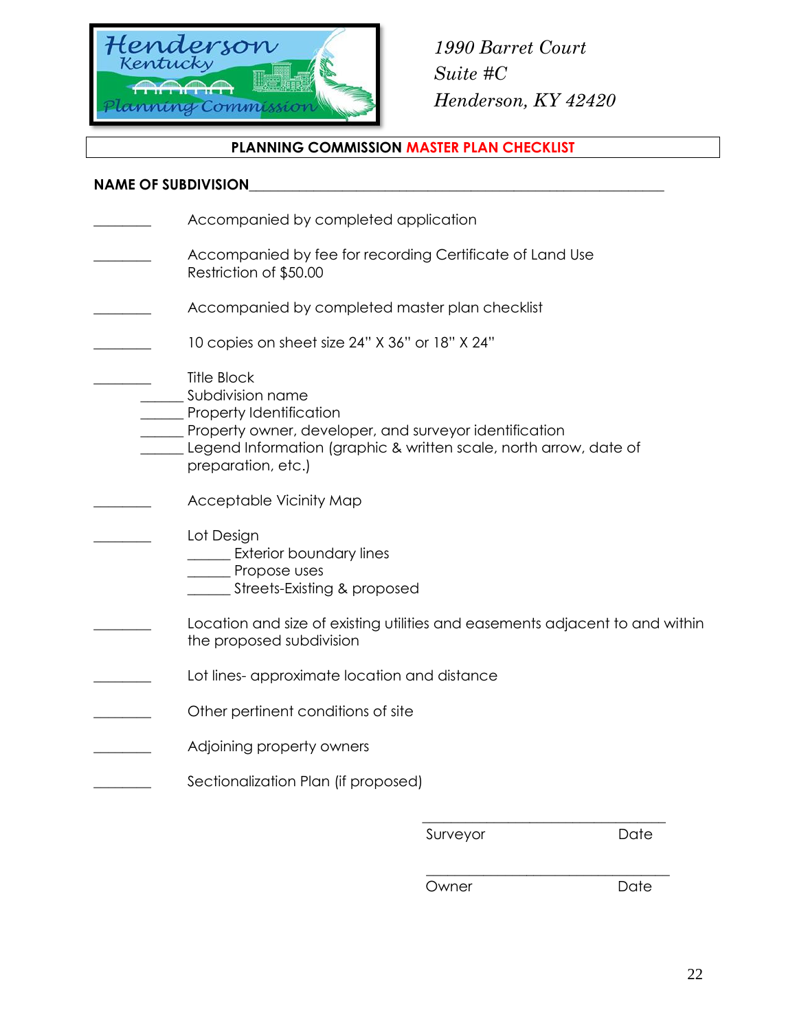Henderson Kentucky Planning Commission

*1990 Barret Court*
*Suite #C*
*Henderson, KY 42420*

**PLANNING COMMISSION MASTER PLAN CHECKLIST**

**NAME OF SUBDIVISION**\_\_\_\_\_\_\_\_\_\_\_\_\_\_\_\_\_\_\_\_\_\_\_\_\_\_\_\_\_\_\_\_\_\_\_\_\_\_\_\_\_\_\_\_\_\_\_\_

\_\_\_\_\_\_\_\_ Accompanied by completed application

\_\_\_\_\_\_\_\_ Accompanied by fee for recording Certificate of Land Use Restriction of $50.00

\_\_\_\_\_\_\_\_ Accompanied by completed master plan checklist

\_\_\_\_\_\_\_\_ 10 copies on sheet size 24" X 36" or 18" X 24"

\_\_\_\_\_\_\_\_ Title Block
- \_\_\_\_\_\_ Subdivision name
- \_\_\_\_\_\_ Property Identification
- \_\_\_\_\_\_ Property owner, developer, and surveyor identification
- \_\_\_\_\_\_ Legend Information (graphic & written scale, north arrow, date of preparation, etc.)

\_\_\_\_\_\_\_\_ Acceptable Vicinity Map

\_\_\_\_\_\_\_\_ Lot Design
- \_\_\_\_\_\_ Exterior boundary lines
- \_\_\_\_\_\_ Propose uses
- \_\_\_\_\_\_ Streets-Existing & proposed

\_\_\_\_\_\_\_\_ Location and size of existing utilities and easements adjacent to and within the proposed subdivision

\_\_\_\_\_\_\_\_ Lot lines- approximate location and distance

\_\_\_\_\_\_\_\_ Other pertinent conditions of site

\_\_\_\_\_\_\_\_ Adjoining property owners

\_\_\_\_\_\_\_\_ Sectionalization Plan (if proposed)

\_\_\_\_\_\_\_\_\_\_\_\_\_\_\_\_\_\_\_\_\_\_\_\_\_\_\_\_\_\_\_\_
Surveyor Date

\_\_\_\_\_\_\_\_\_\_\_\_\_\_\_\_\_\_\_\_\_\_\_\_\_\_\_\_\_\_\_\_
Owner Date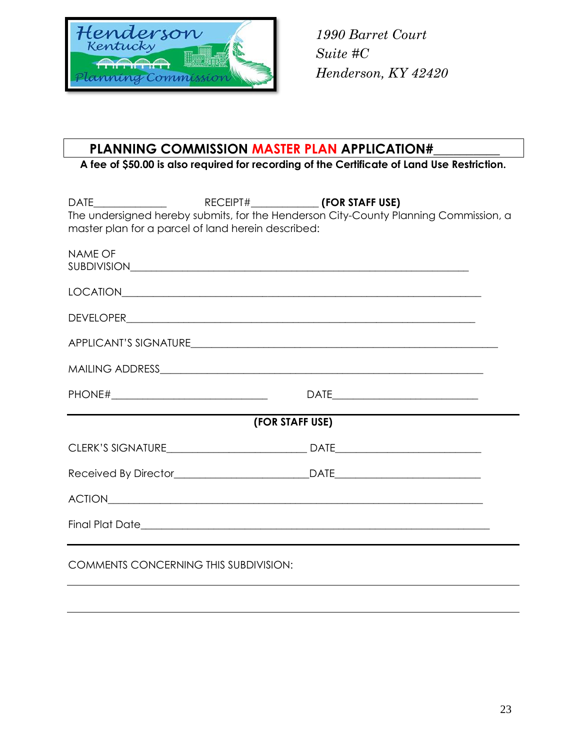1990 Barret Court
Suite #C
Henderson, KY 42420

## PLANNING COMMISSION MASTER PLAN APPLICATION#__________

**A fee of $50.00 is also required for recording of the Certificate of Land Use Restriction.**

DATE_____________ RECEIPT#___________ **(FOR STAFF USE)**

The undersigned hereby submits, for the Henderson City-County Planning Commission, a master plan for a parcel of land herein described:

NAME OF SUBDIVISION_______________________________________________________________

LOCATION_________________________________________________________________

DEVELOPER________________________________________________________________

APPLICANT'S SIGNATURE_____________________________________________________

MAILING ADDRESS__________________________________________________________

PHONE#___________________________ DATE__________________________

---

**(FOR STAFF USE)**

CLERK'S SIGNATURE________________________ DATE__________________________

Received By Director_______________________DATE__________________________

ACTION____________________________________________________________________

Final Plat Date_______________________________________________________________

---

COMMENTS CONCERNING THIS SUBDIVISION:

_______________________________________________________________________________

_______________________________________________________________________________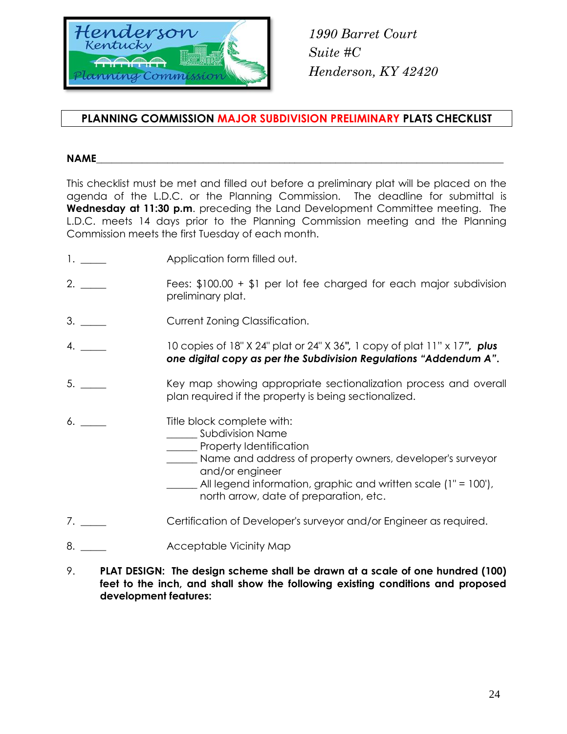1990 Barret Court
Suite #C
Henderson, KY 42420

## PLANNING COMMISSION MAJOR SUBDIVISION PRELIMINARY PLATS CHECKLIST

**NAME**\_\_\_\_\_\_\_\_\_\_\_\_\_\_\_\_\_\_\_\_\_\_\_\_\_\_\_\_\_\_\_\_\_\_\_\_\_\_\_\_\_\_\_\_\_\_\_\_\_\_\_\_\_\_\_\_\_\_\_\_\_\_\_\_\_\_

This checklist must be met and filled out before a preliminary plat will be placed on the agenda of the L.D.C. or the Planning Commission. The deadline for submittal is **Wednesday at 11:30 p.m**. preceding the Land Development Committee meeting. The L.D.C. meets 14 days prior to the Planning Commission meeting and the Planning Commission meets the first Tuesday of each month.

1. \_\_\_\_\_ Application form filled out.

2. \_\_\_\_\_ Fees: $100.00 + $1 per lot fee charged for each major subdivision preliminary plat.

3. \_\_\_\_\_ Current Zoning Classification.

4. \_\_\_\_\_ 10 copies of 18" X 24" plat or 24" X 36", 1 copy of plat 11" x 17", ***plus one digital copy as per the Subdivision Regulations "Addendum A".***

5. \_\_\_\_\_ Key map showing appropriate sectionalization process and overall plan required if the property is being sectionalized.

6. \_\_\_\_\_ Title block complete with:
   - \_\_\_\_\_\_ Subdivision Name
   - \_\_\_\_\_\_ Property Identification
   - \_\_\_\_\_\_ Name and address of property owners, developer's surveyor and/or engineer
   - \_\_\_\_\_\_ All legend information, graphic and written scale (1" = 100'), north arrow, date of preparation, etc.

7. \_\_\_\_\_ Certification of Developer's surveyor and/or Engineer as required.

8. \_\_\_\_\_ Acceptable Vicinity Map

9. **PLAT DESIGN: The design scheme shall be drawn at a scale of one hundred (100) feet to the inch, and shall show the following existing conditions and proposed development features:**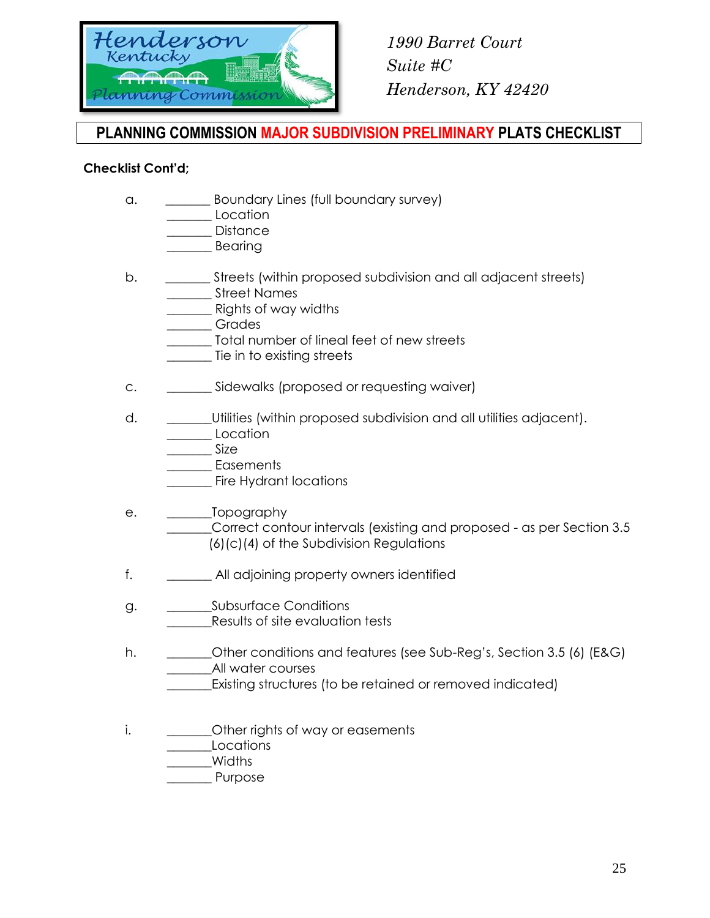1990 Barret Court
Suite #C
Henderson, KY 42420

## PLANNING COMMISSION MAJOR SUBDIVISION PRELIMINARY PLATS CHECKLIST

**Checklist Cont'd;**

a. _______ Boundary Lines (full boundary survey)
   _______ Location
   _______ Distance
   _______ Bearing

b. _______ Streets (within proposed subdivision and all adjacent streets)
   _______ Street Names
   _______ Rights of way widths
   _______ Grades
   _______ Total number of lineal feet of new streets
   _______ Tie in to existing streets

c. _______ Sidewalks (proposed or requesting waiver)

d. _______Utilities (within proposed subdivision and all utilities adjacent).
   _______ Location
   _______ Size
   _______ Easements
   _______ Fire Hydrant locations

e. _______Topography
   _______Correct contour intervals (existing and proposed - as per Section 3.5 (6)(c)(4) of the Subdivision Regulations

f. _______ All adjoining property owners identified

g. _______Subsurface Conditions
   _______Results of site evaluation tests

h. _______Other conditions and features (see Sub-Reg's, Section 3.5 (6) (E&G)
   _______All water courses
   _______Existing structures (to be retained or removed indicated)

i. _______Other rights of way or easements
   _______Locations
   _______Widths
   _______ Purpose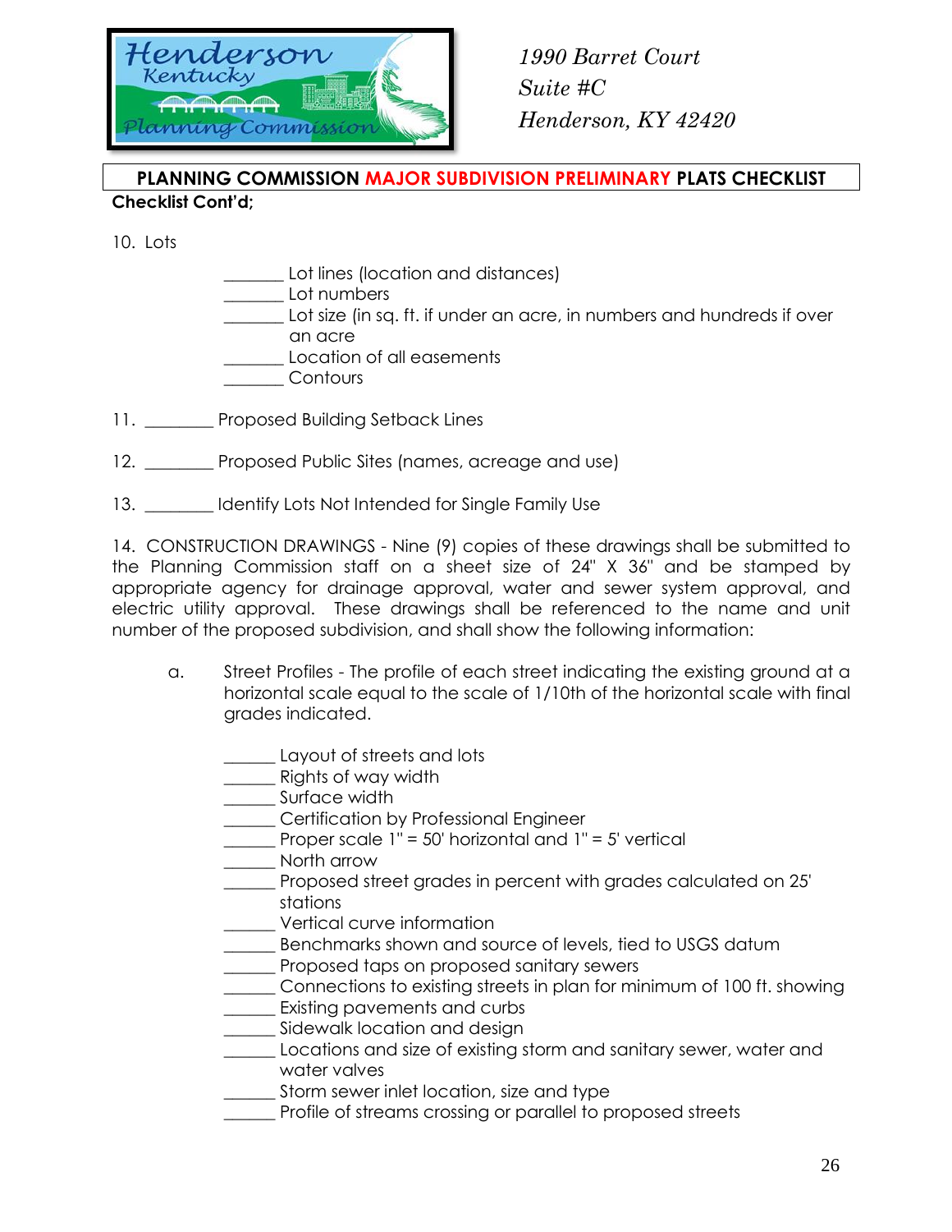Henderson Kentucky Planning Commission

*1990 Barret Court*
*Suite #C*
*Henderson, KY 42420*

## PLANNING COMMISSION MAJOR SUBDIVISION PRELIMINARY PLATS CHECKLIST

**Checklist Cont'd;**

10. Lots

_______ Lot lines (location and distances)
_______ Lot numbers
_______ Lot size (in sq. ft. if under an acre, in numbers and hundreds if over an acre
_______ Location of all easements
_______ Contours

11. ________ Proposed Building Setback Lines

12. ________ Proposed Public Sites (names, acreage and use)

13. ________ Identify Lots Not Intended for Single Family Use

14. CONSTRUCTION DRAWINGS - Nine (9) copies of these drawings shall be submitted to the Planning Commission staff on a sheet size of 24" X 36" and be stamped by appropriate agency for drainage approval, water and sewer system approval, and electric utility approval. These drawings shall be referenced to the name and unit number of the proposed subdivision, and shall show the following information:

a. Street Profiles - The profile of each street indicating the existing ground at a horizontal scale equal to the scale of 1/10th of the horizontal scale with final grades indicated.

______ Layout of streets and lots
______ Rights of way width
______ Surface width
______ Certification by Professional Engineer
______ Proper scale 1" = 50' horizontal and 1" = 5' vertical
______ North arrow
______ Proposed street grades in percent with grades calculated on 25' stations
______ Vertical curve information
______ Benchmarks shown and source of levels, tied to USGS datum
______ Proposed taps on proposed sanitary sewers
______ Connections to existing streets in plan for minimum of 100 ft. showing
______ Existing pavements and curbs
______ Sidewalk location and design
______ Locations and size of existing storm and sanitary sewer, water and water valves
______ Storm sewer inlet location, size and type
______ Profile of streams crossing or parallel to proposed streets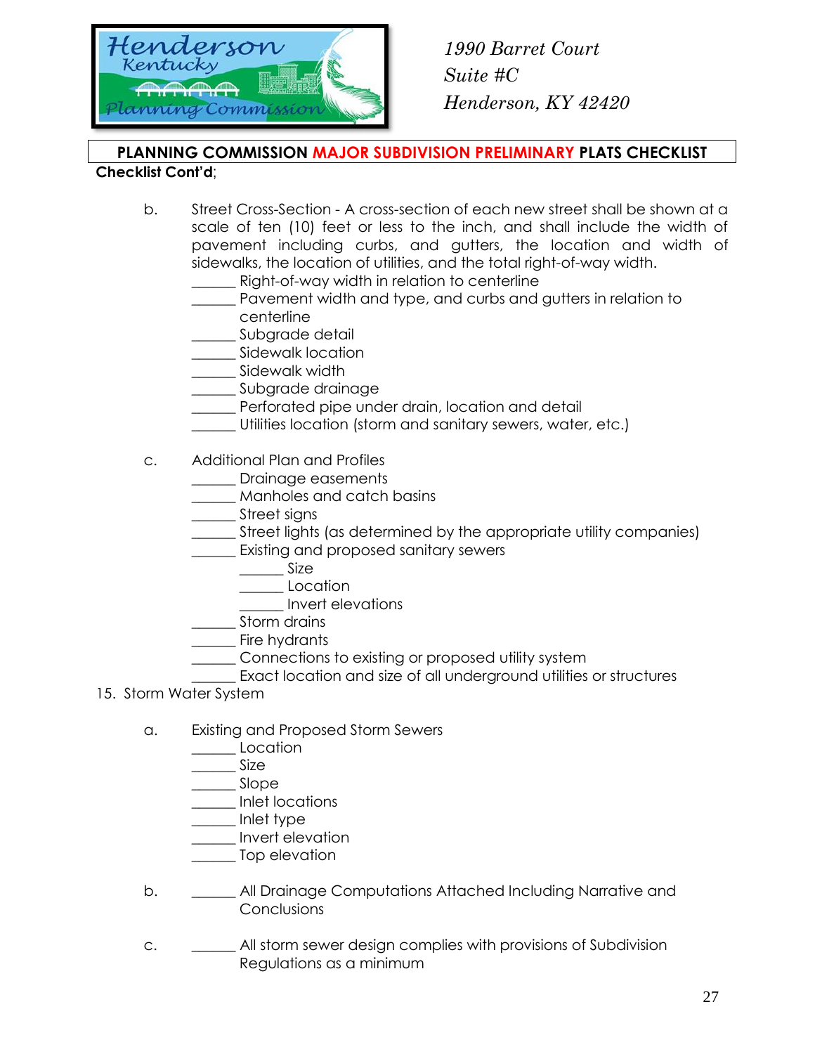1990 Barret Court
Suite #C
Henderson, KY 42420

**PLANNING COMMISSION MAJOR SUBDIVISION PRELIMINARY PLATS CHECKLIST**

**Checklist Cont'd**;

b. Street Cross-Section - A cross-section of each new street shall be shown at a scale of ten (10) feet or less to the inch, and shall include the width of pavement including curbs, and gutters, the location and width of sidewalks, the location of utilities, and the total right-of-way width.
______ Right-of-way width in relation to centerline
______ Pavement width and type, and curbs and gutters in relation to centerline
______ Subgrade detail
______ Sidewalk location
______ Sidewalk width
______ Subgrade drainage
______ Perforated pipe under drain, location and detail
______ Utilities location (storm and sanitary sewers, water, etc.)

c. Additional Plan and Profiles
______ Drainage easements
______ Manholes and catch basins
______ Street signs
______ Street lights (as determined by the appropriate utility companies)
______ Existing and proposed sanitary sewers
  ______ Size
  ______ Location
  ______ Invert elevations
______ Storm drains
______ Fire hydrants
______ Connections to existing or proposed utility system
______ Exact location and size of all underground utilities or structures

15. Storm Water System

a. Existing and Proposed Storm Sewers
______ Location
______ Size
______ Slope
______ Inlet locations
______ Inlet type
______ Invert elevation
______ Top elevation

b. ______ All Drainage Computations Attached Including Narrative and Conclusions

c. ______ All storm sewer design complies with provisions of Subdivision Regulations as a minimum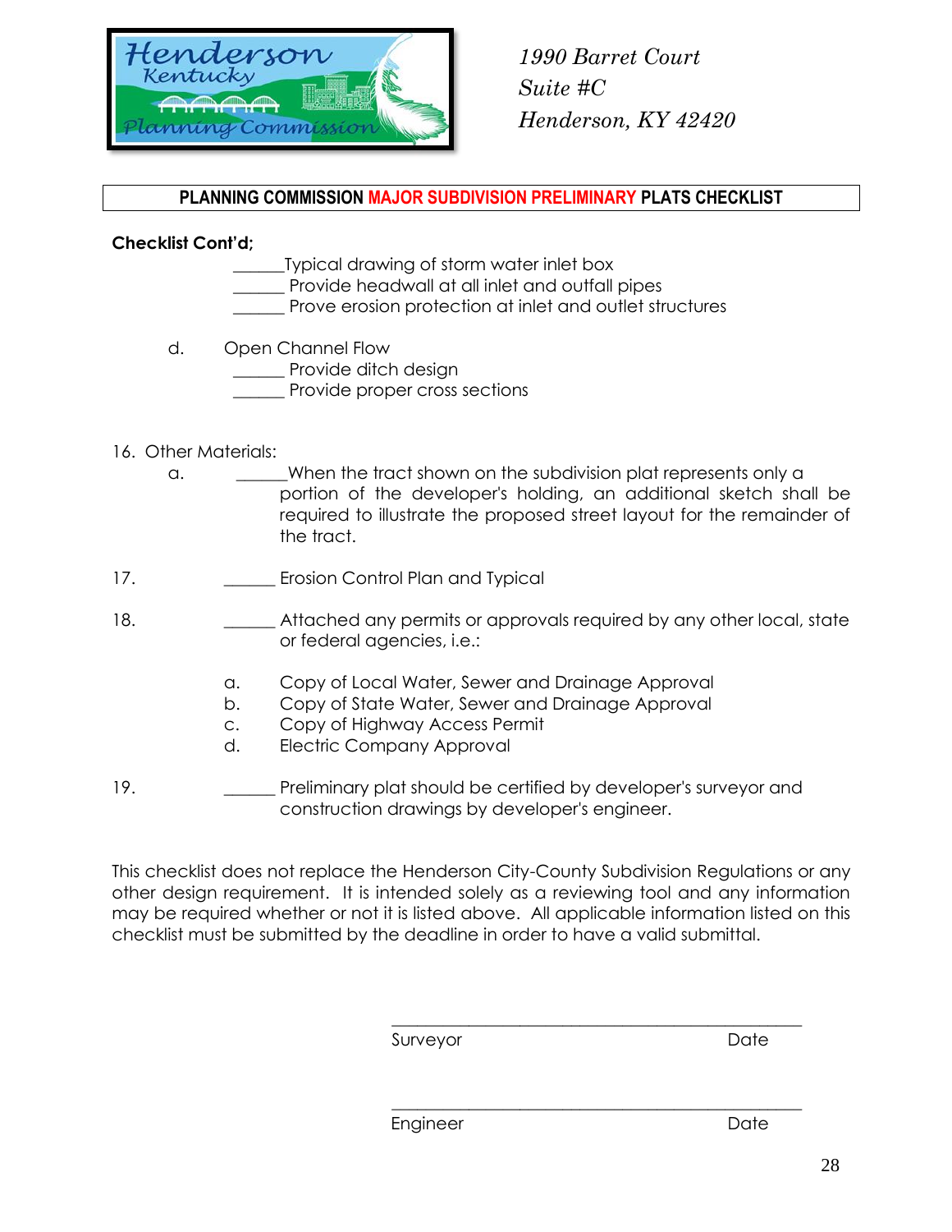1990 Barret Court
Suite #C
Henderson, KY 42420

**PLANNING COMMISSION MAJOR SUBDIVISION PRELIMINARY PLATS CHECKLIST**

**Checklist Cont'd;**

______Typical drawing of storm water inlet box
______ Provide headwall at all inlet and outfall pipes
______ Prove erosion protection at inlet and outlet structures

d. Open Channel Flow
______ Provide ditch design
______ Provide proper cross sections

16. Other Materials:
    a. ______When the tract shown on the subdivision plat represents only a portion of the developer's holding, an additional sketch shall be required to illustrate the proposed street layout for the remainder of the tract.

17. ______ Erosion Control Plan and Typical

18. ______ Attached any permits or approvals required by any other local, state or federal agencies, i.e.:

    a. Copy of Local Water, Sewer and Drainage Approval
    b. Copy of State Water, Sewer and Drainage Approval
    c. Copy of Highway Access Permit
    d. Electric Company Approval

19. ______ Preliminary plat should be certified by developer's surveyor and construction drawings by developer's engineer.

This checklist does not replace the Henderson City-County Subdivision Regulations or any other design requirement. It is intended solely as a reviewing tool and any information may be required whether or not it is listed above. All applicable information listed on this checklist must be submitted by the deadline in order to have a valid submittal.

______________________________________________
Surveyor Date

______________________________________________
Engineer Date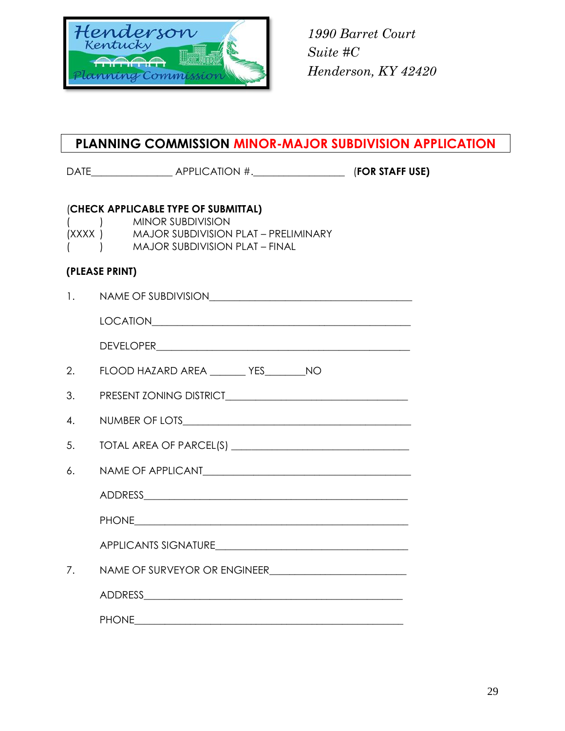1990 Barret Court
Suite #C
Henderson, KY 42420

## PLANNING COMMISSION MINOR-MAJOR SUBDIVISION APPLICATION

DATE_______________ APPLICATION #._________________ (**FOR STAFF USE)**

**(CHECK APPLICABLE TYPE OF SUBMITTAL)**

( ) MINOR SUBDIVISION
(XXXX ) MAJOR SUBDIVISION PLAT – PRELIMINARY
( ) MAJOR SUBDIVISION PLAT – FINAL

**(PLEASE PRINT)**

1. NAME OF SUBDIVISION______________________________________

   LOCATION______________________________________________

   DEVELOPER_____________________________________________

2. FLOOD HAZARD AREA _______ YES________NO

3. PRESENT ZONING DISTRICT_________________________________

4. NUMBER OF LOTS_________________________________________

5. TOTAL AREA OF PARCEL(S) _________________________________

6. NAME OF APPLICANT______________________________________

   ADDRESS_______________________________________________

   PHONE_________________________________________________

   APPLICANTS SIGNATURE____________________________________

7. NAME OF SURVEYOR OR ENGINEER__________________________

   ADDRESS_______________________________________________

   PHONE_________________________________________________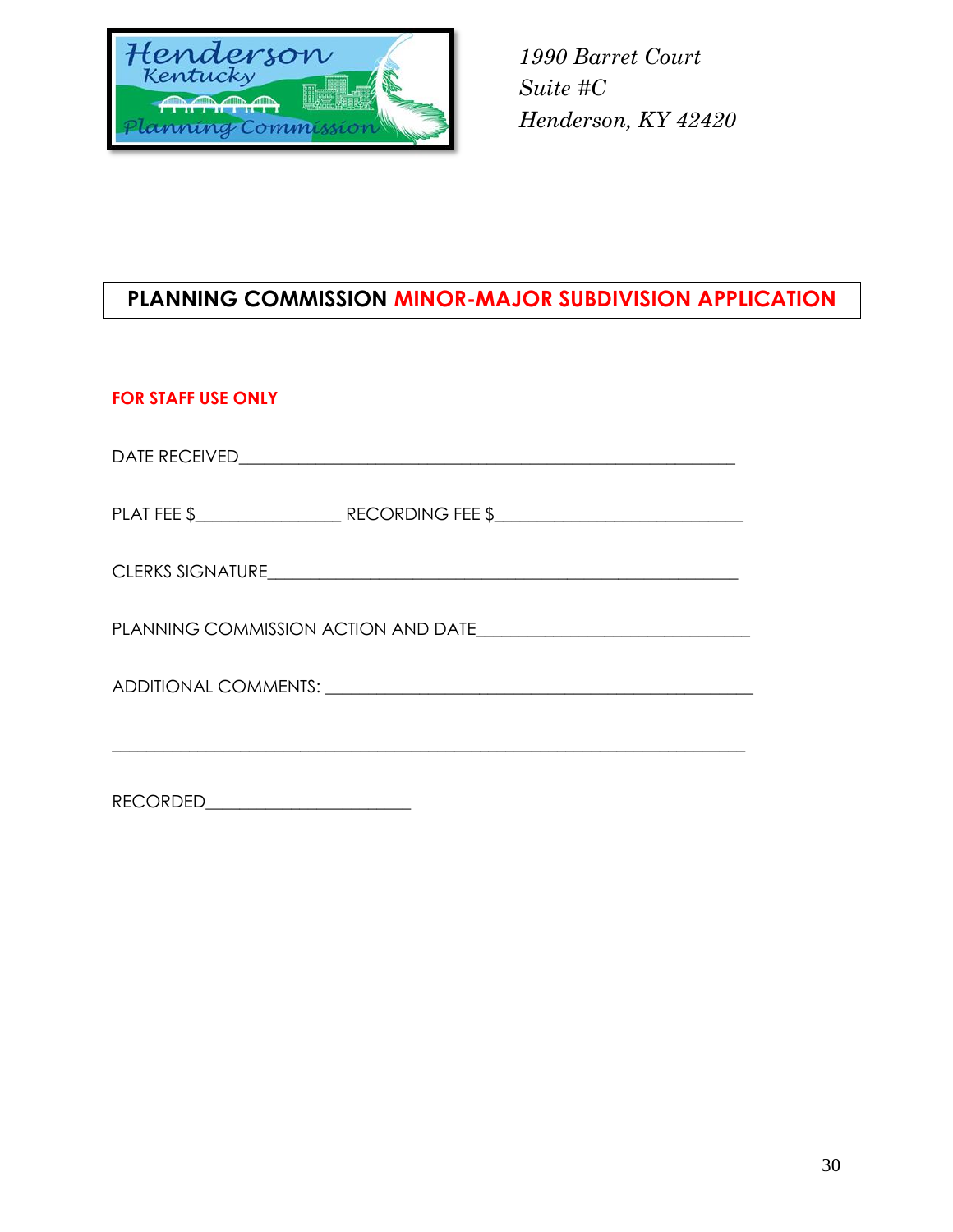*1990 Barret Court*
*Suite #C*
*Henderson, KY 42420*

# PLANNING COMMISSION MINOR-MAJOR SUBDIVISION APPLICATION

**FOR STAFF USE ONLY**

DATE RECEIVED_______________________________________________________

PLAT FEE $________________ RECORDING FEE $___________________________

CLERKS SIGNATURE____________________________________________________

PLANNING COMMISSION ACTION AND DATE______________________________

ADDITIONAL COMMENTS: _______________________________________________

______________________________________________________________________

RECORDED______________________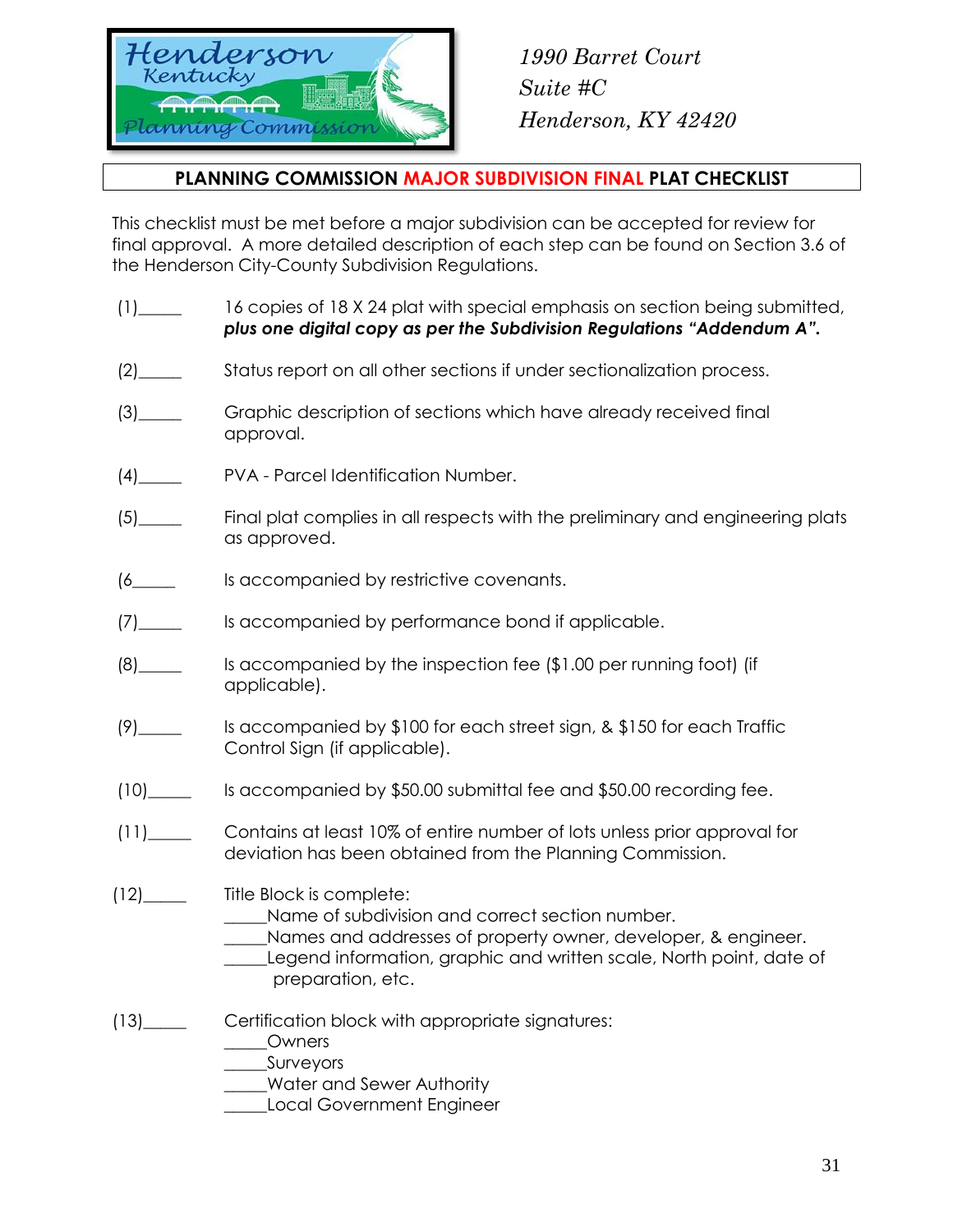1990 Barret Court
Suite #C
Henderson, KY 42420

## PLANNING COMMISSION MAJOR SUBDIVISION FINAL PLAT CHECKLIST

This checklist must be met before a major subdivision can be accepted for review for final approval. A more detailed description of each step can be found on Section 3.6 of the Henderson City-County Subdivision Regulations.

(1)_____ 16 copies of 18 X 24 plat with special emphasis on section being submitted, ***plus one digital copy as per the Subdivision Regulations "Addendum A".***

(2)_____ Status report on all other sections if under sectionalization process.

(3)_____ Graphic description of sections which have already received final approval.

(4)_____ PVA - Parcel Identification Number.

(5)_____ Final plat complies in all respects with the preliminary and engineering plats as approved.

(6_____ Is accompanied by restrictive covenants.

(7)_____ Is accompanied by performance bond if applicable.

(8)_____ Is accompanied by the inspection fee ($1.00 per running foot) (if applicable).

(9)_____ Is accompanied by $100 for each street sign, & $150 for each Traffic Control Sign (if applicable).

(10)_____ Is accompanied by $50.00 submittal fee and $50.00 recording fee.

(11)_____ Contains at least 10% of entire number of lots unless prior approval for deviation has been obtained from the Planning Commission.

(12)_____ Title Block is complete:
_____Name of subdivision and correct section number.
_____Names and addresses of property owner, developer, & engineer.
_____Legend information, graphic and written scale, North point, date of preparation, etc.

(13)_____ Certification block with appropriate signatures:
_____Owners
_____Surveyors
_____Water and Sewer Authority
_____Local Government Engineer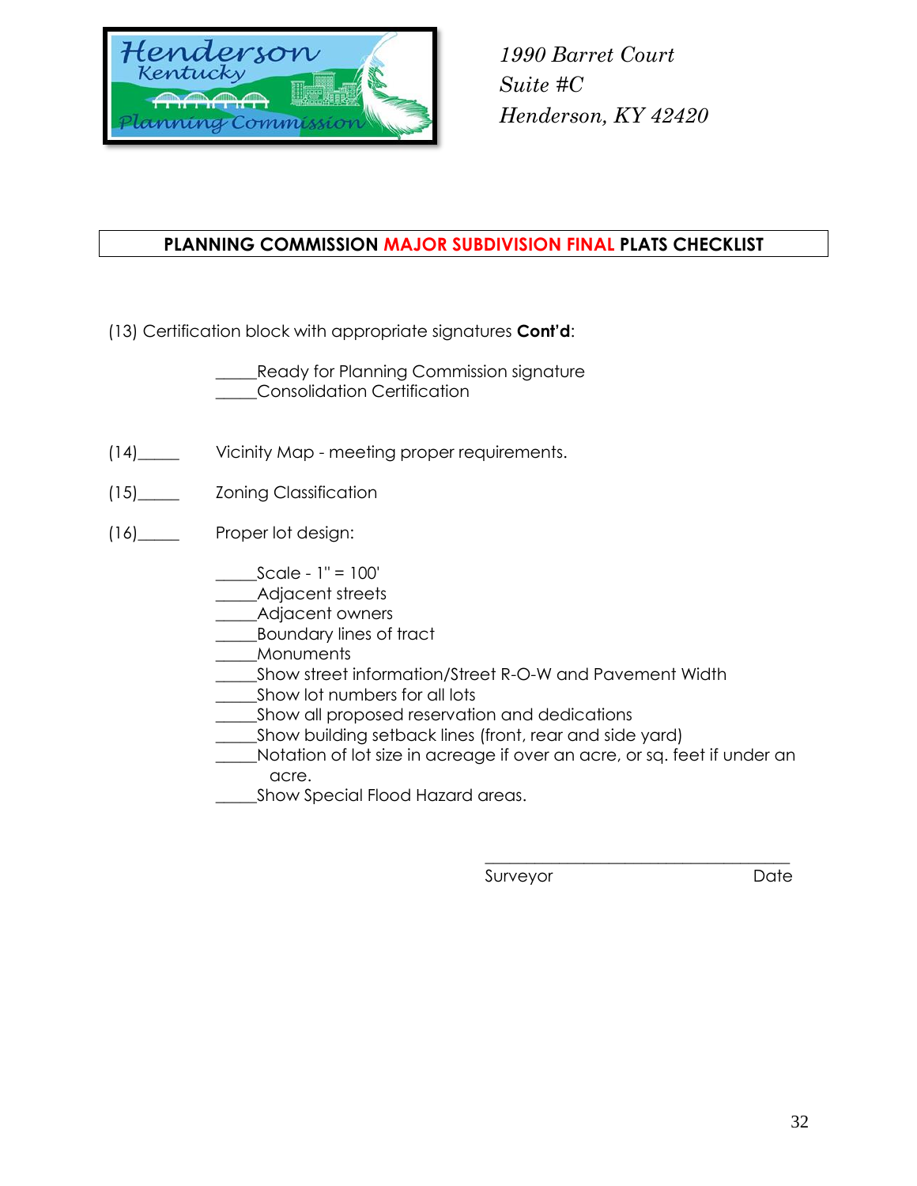1990 Barret Court
Suite #C
Henderson, KY 42420

## PLANNING COMMISSION MAJOR SUBDIVISION FINAL PLATS CHECKLIST

(13) Certification block with appropriate signatures **Cont'd**:

_____Ready for Planning Commission signature
_____Consolidation Certification

(14)_____ Vicinity Map - meeting proper requirements.

(15)_____ Zoning Classification

(16)_____ Proper lot design:

_____Scale - 1" = 100'
_____Adjacent streets
_____Adjacent owners
_____Boundary lines of tract
_____Monuments
_____Show street information/Street R-O-W and Pavement Width
_____Show lot numbers for all lots
_____Show all proposed reservation and dedications
_____Show building setback lines (front, rear and side yard)
_____Notation of lot size in acreage if over an acre, or sq. feet if under an acre.
_____Show Special Flood Hazard areas.

_________________________________________
Surveyor Date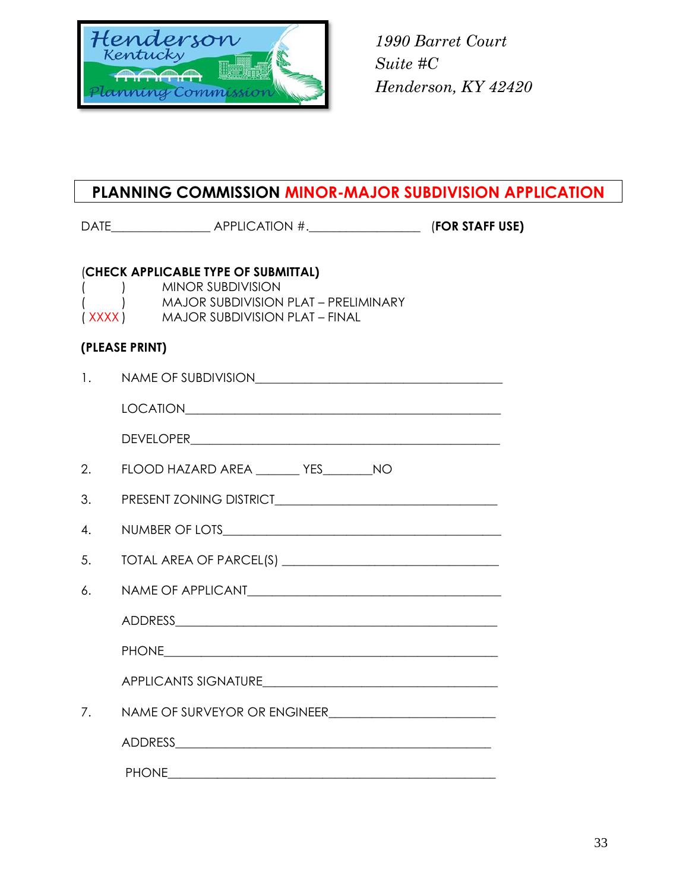Henderson Kentucky Planning Commission

*1990 Barret Court*
*Suite #C*
*Henderson, KY 42420*

## PLANNING COMMISSION MINOR-MAJOR SUBDIVISION APPLICATION

DATE_______________ APPLICATION #.________________ (**FOR STAFF USE)**

(**CHECK APPLICABLE TYPE OF SUBMITTAL)**

( ) MINOR SUBDIVISION
( ) MAJOR SUBDIVISION PLAT – PRELIMINARY
( XXXX ) MAJOR SUBDIVISION PLAT – FINAL

**(PLEASE PRINT)**

1. NAME OF SUBDIVISION______________________________________

   LOCATION______________________________________________

   DEVELOPER_____________________________________________

2. FLOOD HAZARD AREA _______ YES_______NO

3. PRESENT ZONING DISTRICT_________________________________

4. NUMBER OF LOTS_____________________________________________

5. TOTAL AREA OF PARCEL(S) _________________________________

6. NAME OF APPLICANT_________________________________________

   ADDRESS______________________________________________

   PHONE________________________________________________

   APPLICANTS SIGNATURE___________________________________

7. NAME OF SURVEYOR OR ENGINEER__________________________

   ADDRESS______________________________________________

   PHONE________________________________________________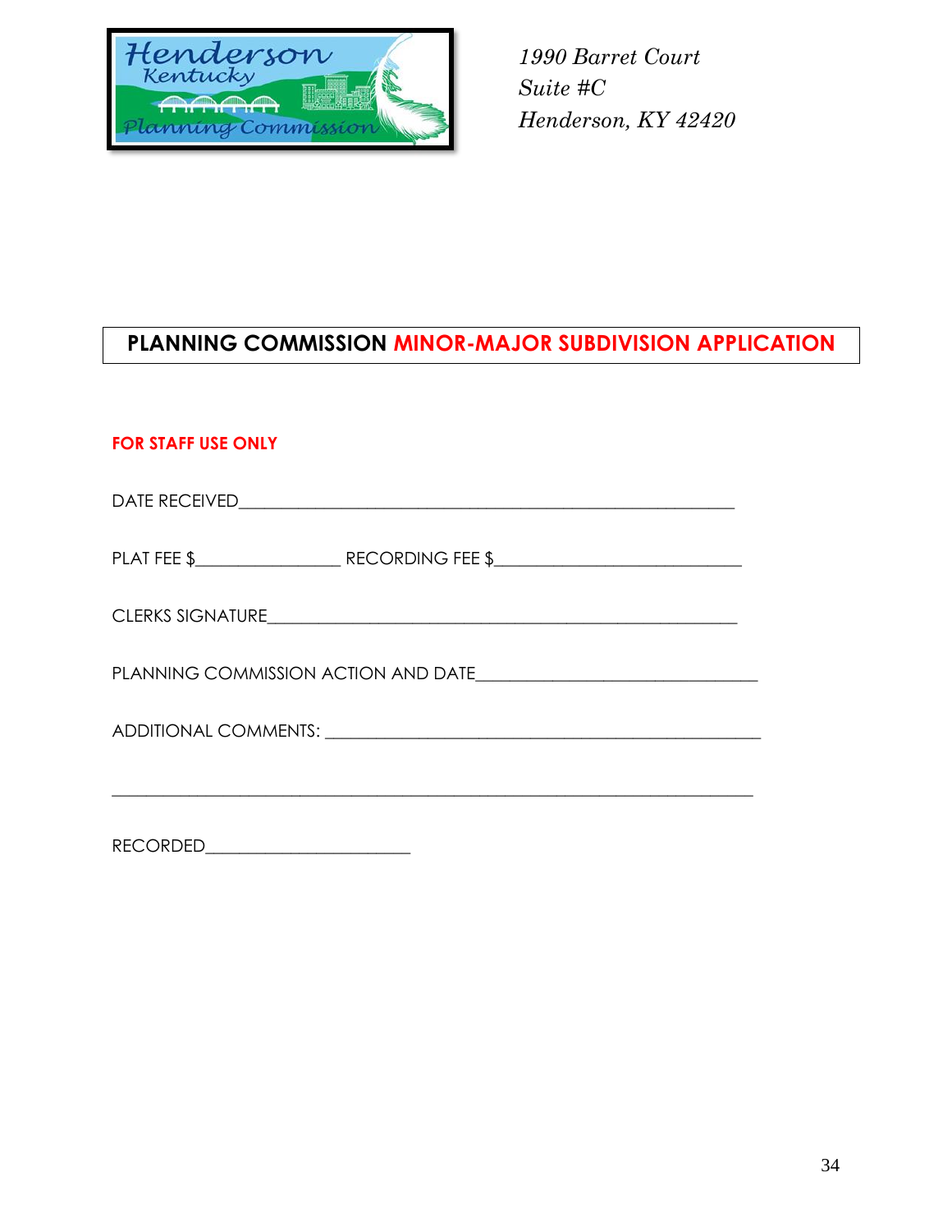*1990 Barret Court*
*Suite #C*
*Henderson, KY 42420*

# PLANNING COMMISSION MINOR-MAJOR SUBDIVISION APPLICATION

**FOR STAFF USE ONLY**

DATE RECEIVED_______________________________________________

PLAT FEE $______________ RECORDING FEE $________________________

CLERKS SIGNATURE____________________________________________

PLANNING COMMISSION ACTION AND DATE___________________________

ADDITIONAL COMMENTS: ________________________________________

_______________________________________________________________

RECORDED____________________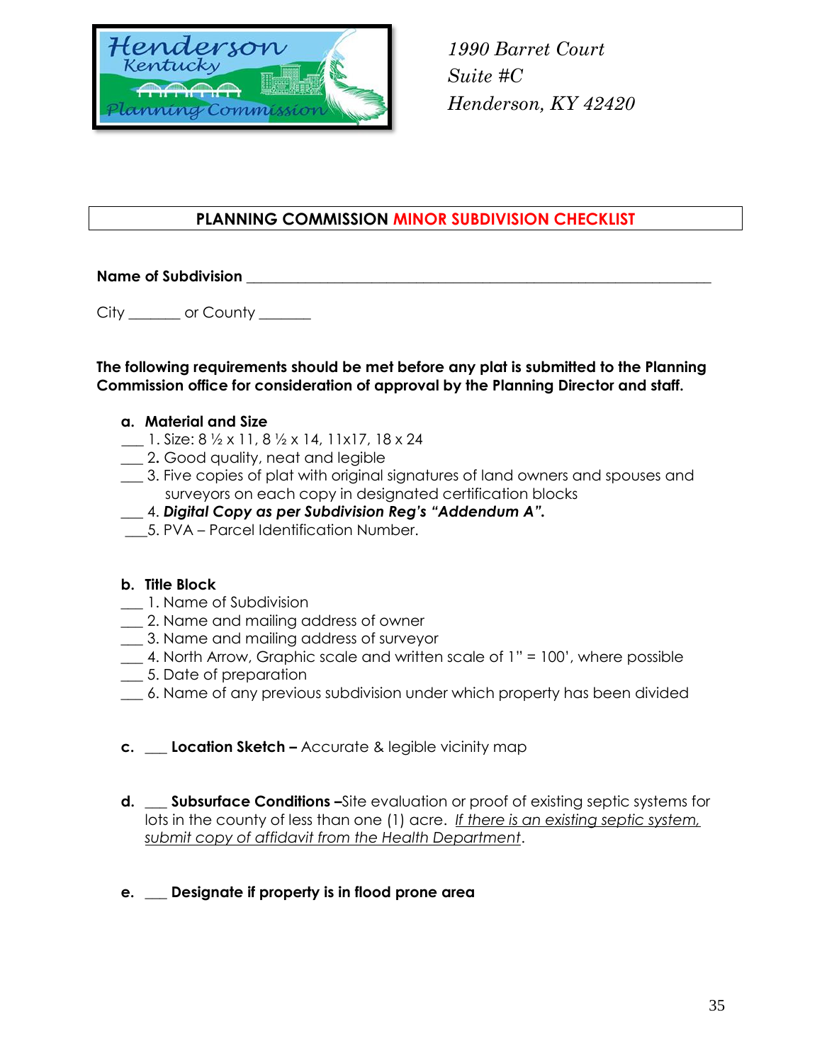1990 Barret Court
Suite #C
Henderson, KY 42420

## PLANNING COMMISSION MINOR SUBDIVISION CHECKLIST

**Name of Subdivision** ___________________________________________________________

City _______ or County _______

**The following requirements should be met before any plat is submitted to the Planning Commission office for consideration of approval by the Planning Director and staff.**

**a. Material and Size**

___ 1. Size: 8 ½ x 11, 8 ½ x 14, 11x17, 18 x 24
___ 2. Good quality, neat and legible
___ 3. Five copies of plat with original signatures of land owners and spouses and surveyors on each copy in designated certification blocks
___ 4. ***Digital Copy as per Subdivision Reg's "Addendum A".***
___5. PVA – Parcel Identification Number.

**b. Title Block**

___ 1. Name of Subdivision
___ 2. Name and mailing address of owner
___ 3. Name and mailing address of surveyor
___ 4. North Arrow, Graphic scale and written scale of 1" = 100', where possible
___ 5. Date of preparation
___ 6. Name of any previous subdivision under which property has been divided

**c.** ___ **Location Sketch –** Accurate & legible vicinity map

**d.** ___ **Subsurface Conditions –**Site evaluation or proof of existing septic systems for lots in the county of less than one (1) acre. *If there is an existing septic system, submit copy of affidavit from the Health Department*.

**e.** ___ **Designate if property is in flood prone area**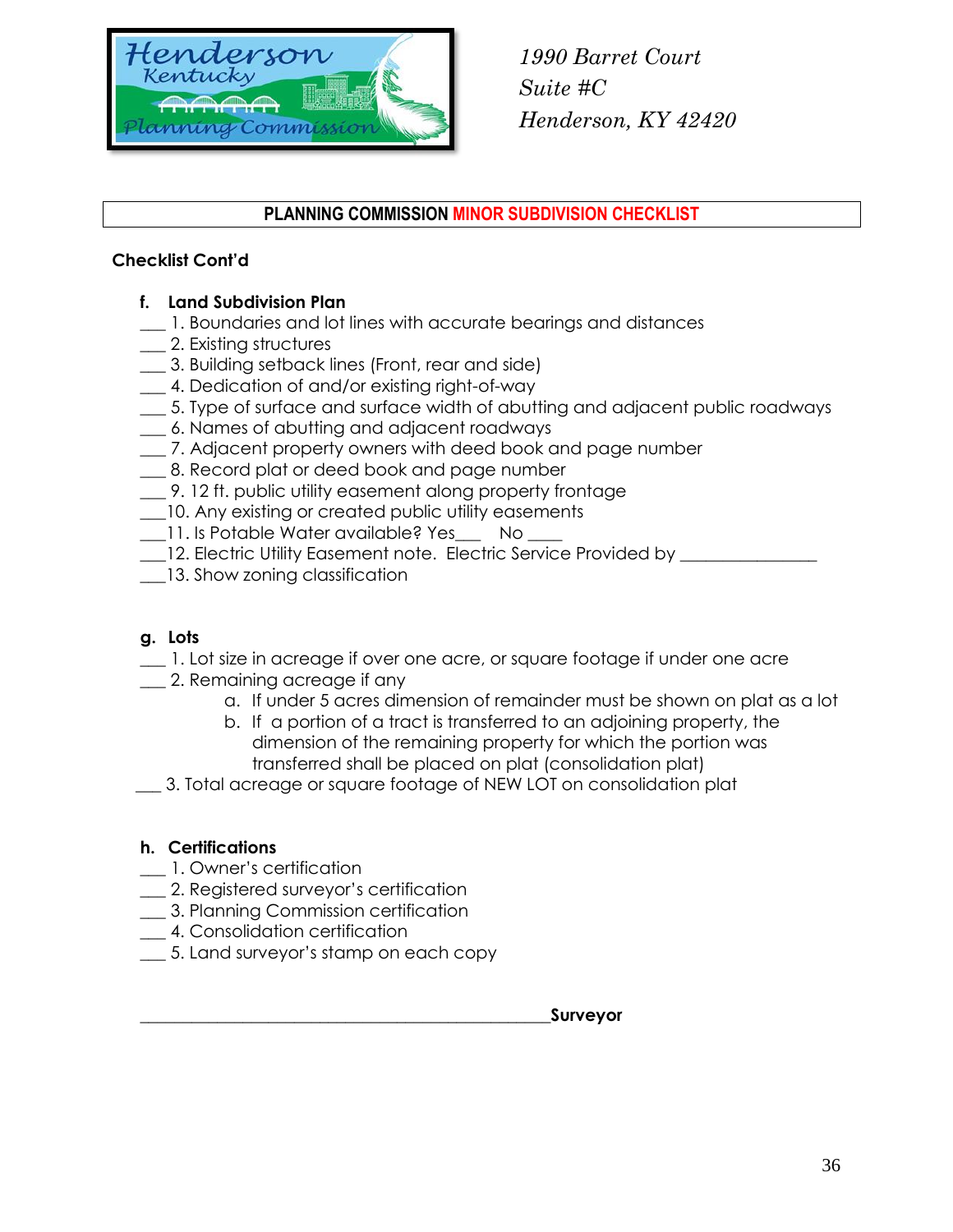1990 Barret Court
Suite #C
Henderson, KY 42420

**PLANNING COMMISSION MINOR SUBDIVISION CHECKLIST**

**Checklist Cont'd**

**f. Land Subdivision Plan**

___ 1. Boundaries and lot lines with accurate bearings and distances
___ 2. Existing structures
___ 3. Building setback lines (Front, rear and side)
___ 4. Dedication of and/or existing right-of-way
___ 5. Type of surface and surface width of abutting and adjacent public roadways
___ 6. Names of abutting and adjacent roadways
___ 7. Adjacent property owners with deed book and page number
___ 8. Record plat or deed book and page number
___ 9. 12 ft. public utility easement along property frontage
___10. Any existing or created public utility easements
___11. Is Potable Water available? Yes___ No ____
___12. Electric Utility Easement note. Electric Service Provided by _______________
___13. Show zoning classification

**g. Lots**

___ 1. Lot size in acreage if over one acre, or square footage if under one acre
___ 2. Remaining acreage if any
   a. If under 5 acres dimension of remainder must be shown on plat as a lot
   b. If a portion of a tract is transferred to an adjoining property, the dimension of the remaining property for which the portion was transferred shall be placed on plat (consolidation plat)
___ 3. Total acreage or square footage of NEW LOT on consolidation plat

**h. Certifications**

___ 1. Owner's certification
___ 2. Registered surveyor's certification
___ 3. Planning Commission certification
___ 4. Consolidation certification
___ 5. Land surveyor's stamp on each copy

_______________________________________________**Surveyor**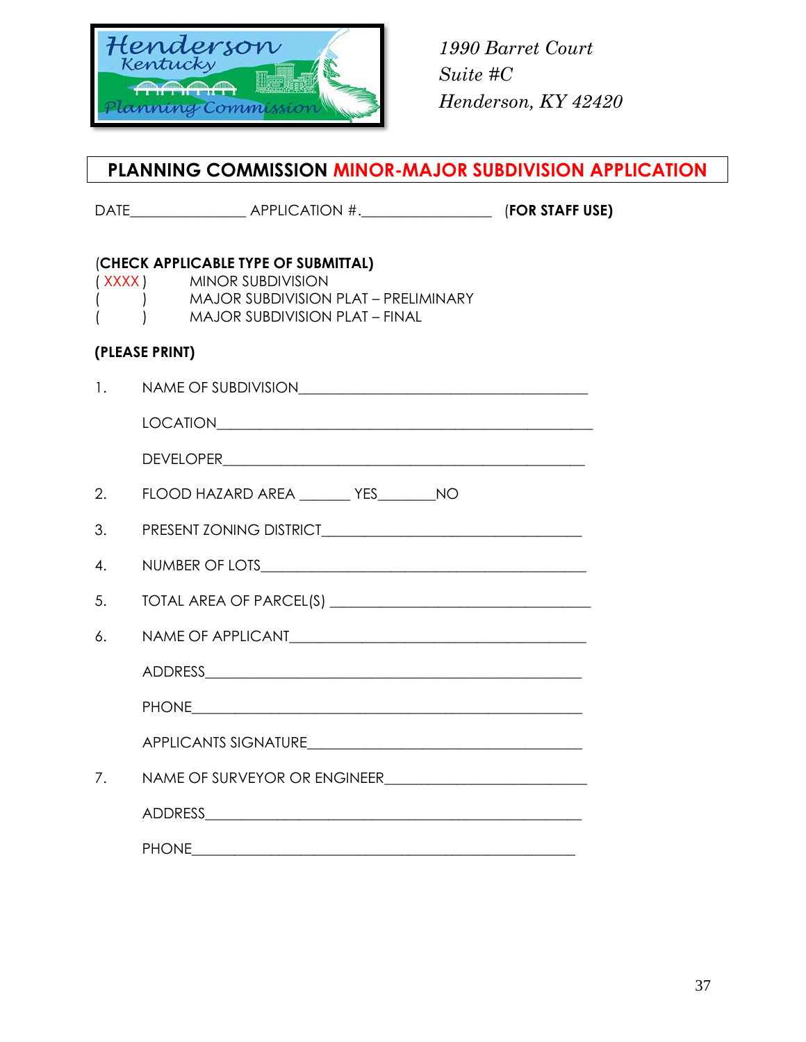Henderson Kentucky Planning Commission

*1990 Barret Court*
*Suite #C*
*Henderson, KY 42420*

## PLANNING COMMISSION MINOR-MAJOR SUBDIVISION APPLICATION

DATE_______________ APPLICATION #.________________ (**FOR STAFF USE)**

(**CHECK APPLICABLE TYPE OF SUBMITTAL)**

( XXXX ) MINOR SUBDIVISION
(     ) MAJOR SUBDIVISION PLAT – PRELIMINARY
(     ) MAJOR SUBDIVISION PLAT – FINAL

**(PLEASE PRINT)**

1. NAME OF SUBDIVISION_______________________________________

   LOCATION_________________________________________________

   DEVELOPER_______________________________________________

2. FLOOD HAZARD AREA _______ YES________NO

3. PRESENT ZONING DISTRICT___________________________________

4. NUMBER OF LOTS___________________________________________

5. TOTAL AREA OF PARCEL(S) __________________________________

6. NAME OF APPLICANT_________________________________________

   ADDRESS__________________________________________________

   PHONE____________________________________________________

   APPLICANTS SIGNATURE_____________________________________

7. NAME OF SURVEYOR OR ENGINEER__________________________

   ADDRESS__________________________________________________

   PHONE____________________________________________________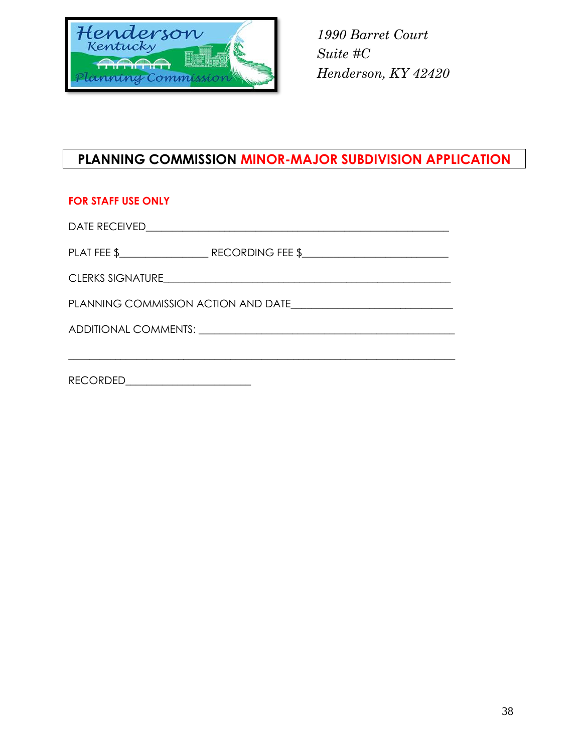*1990 Barret Court*
*Suite #C*
*Henderson, KY 42420*

# PLANNING COMMISSION MINOR-MAJOR SUBDIVISION APPLICATION

**FOR STAFF USE ONLY**

DATE RECEIVED_______________________________________________________

PLAT FEE $________________ RECORDING FEE $___________________________

CLERKS SIGNATURE____________________________________________________

PLANNING COMMISSION ACTION AND DATE_____________________________

ADDITIONAL COMMENTS: _______________________________________________

______________________________________________________________________

RECORDED_______________________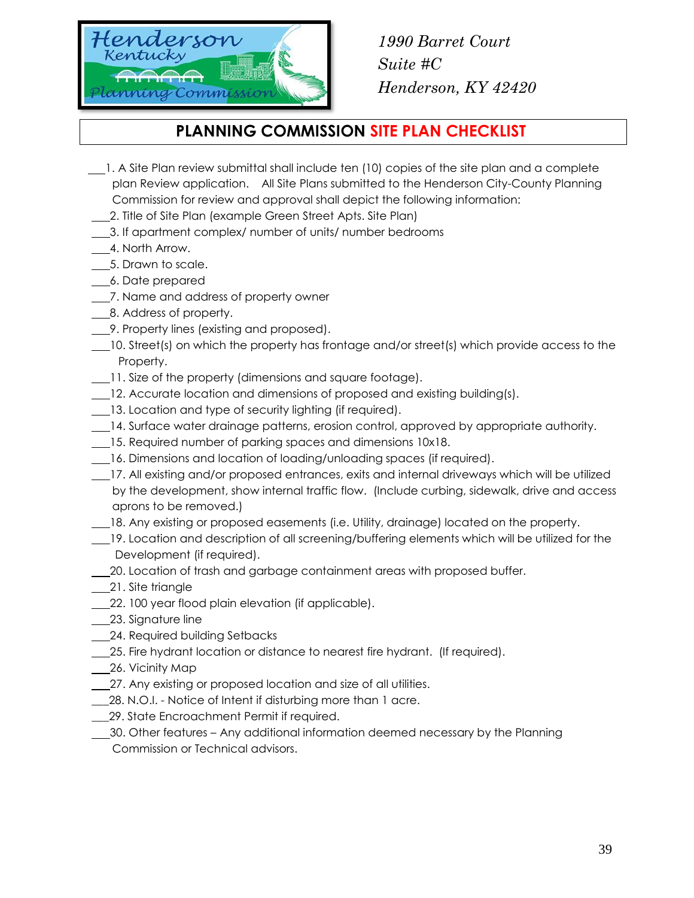1990 Barret Court
Suite #C
Henderson, KY 42420

## PLANNING COMMISSION SITE PLAN CHECKLIST

___1. A Site Plan review submittal shall include ten (10) copies of the site plan and a complete plan Review application. All Site Plans submitted to the Henderson City-County Planning Commission for review and approval shall depict the following information:

___2. Title of Site Plan (example Green Street Apts. Site Plan)

___3. If apartment complex/ number of units/ number bedrooms

___4. North Arrow.

___5. Drawn to scale.

___6. Date prepared

___7. Name and address of property owner

___8. Address of property.

___9. Property lines (existing and proposed).

___10. Street(s) on which the property has frontage and/or street(s) which provide access to the Property.

___11. Size of the property (dimensions and square footage).

___12. Accurate location and dimensions of proposed and existing building(s).

___13. Location and type of security lighting (if required).

___14. Surface water drainage patterns, erosion control, approved by appropriate authority.

___15. Required number of parking spaces and dimensions 10x18.

___16. Dimensions and location of loading/unloading spaces (if required).

___17. All existing and/or proposed entrances, exits and internal driveways which will be utilized by the development, show internal traffic flow. (Include curbing, sidewalk, drive and access aprons to be removed.)

___18. Any existing or proposed easements (i.e. Utility, drainage) located on the property.

___19. Location and description of all screening/buffering elements which will be utilized for the Development (if required).

___20. Location of trash and garbage containment areas with proposed buffer.

___21. Site triangle

___22. 100 year flood plain elevation (if applicable).

___23. Signature line

___24. Required building Setbacks

___25. Fire hydrant location or distance to nearest fire hydrant. (If required).

___26. Vicinity Map

___27. Any existing or proposed location and size of all utilities.

___28. N.O.I. - Notice of Intent if disturbing more than 1 acre.

___29. State Encroachment Permit if required.

___30. Other features – Any additional information deemed necessary by the Planning Commission or Technical advisors.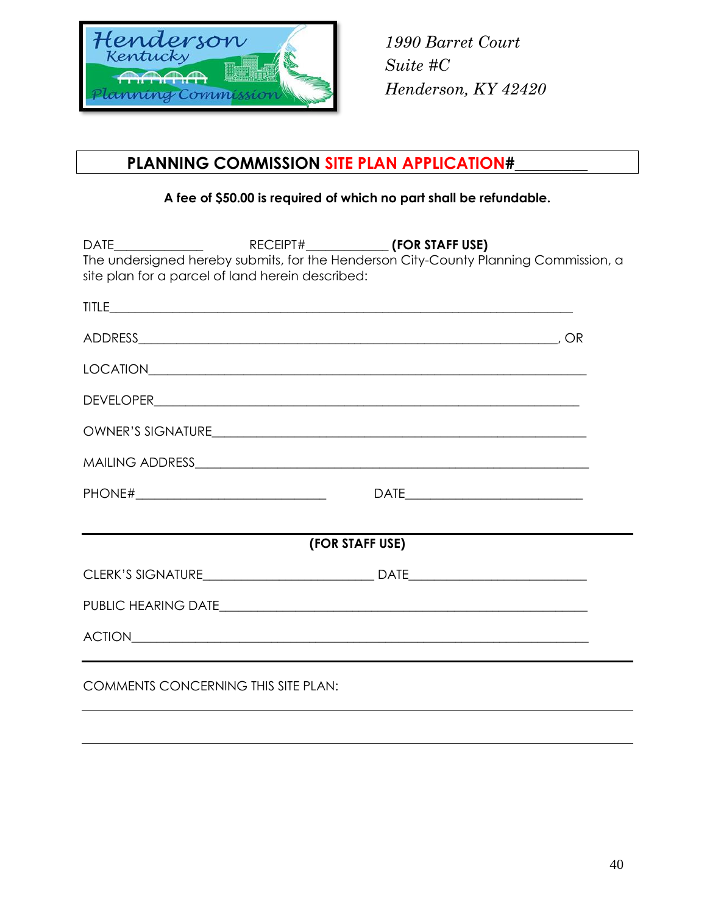1990 Barret Court
Suite #C
Henderson, KY 42420

## PLANNING COMMISSION SITE PLAN APPLICATION#_________

**A fee of $50.00 is required of which no part shall be refundable.**

DATE_____________ RECEIPT#___________ **(FOR STAFF USE)**

The undersigned hereby submits, for the Henderson City-County Planning Commission, a site plan for a parcel of land herein described:

TITLE_______________________________________________________________

ADDRESS___________________________________________________________, OR

LOCATION__________________________________________________________

DEVELOPER_________________________________________________________

OWNER'S SIGNATURE___________________________________________________

MAILING ADDRESS_____________________________________________________

PHONE#____________________________ DATE__________________________

---

**(FOR STAFF USE)**

CLERK'S SIGNATURE________________________ DATE__________________________

PUBLIC HEARING DATE__________________________________________________

ACTION____________________________________________________________

---

COMMENTS CONCERNING THIS SITE PLAN:

_______________________________________________________________________

_______________________________________________________________________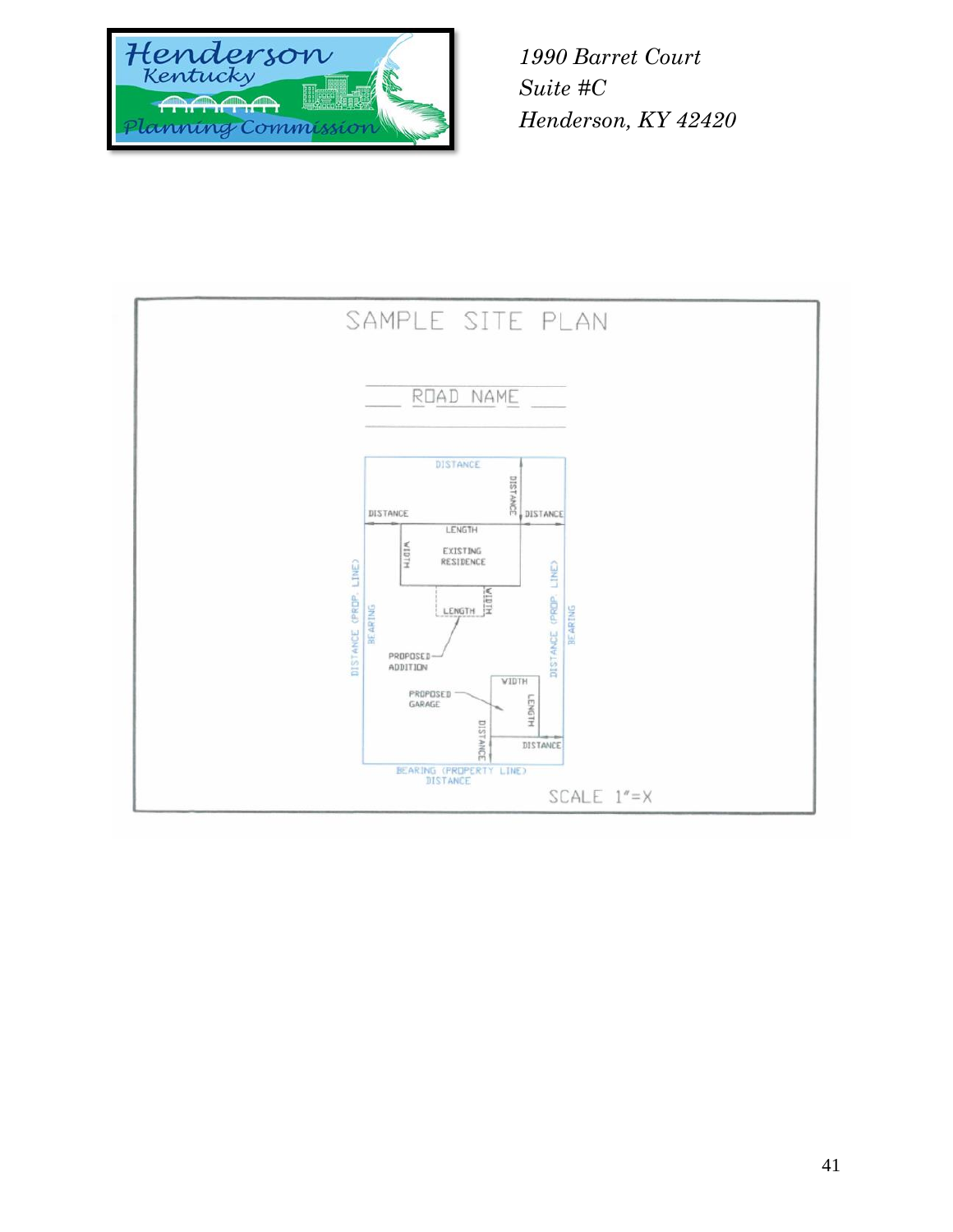*1990 Barret Court*
*Suite #C*
*Henderson, KY 42420*

SAMPLE SITE PLAN

ROAD NAME

DISTANCE

DISTANCE

DISTANCE

DISTANCE

LENGTH

WIDTH

EXISTING RESIDENCE

WIDTH

LENGTH

DISTANCE (PROP. LINE)

BEARING

PROPOSED ADDITION

DISTANCE (PROP. LINE)

BEARING

WIDTH

PROPOSED GARAGE

LENGTH

DISTANCE

DISTANCE

BEARING (PROPERTY LINE)
DISTANCE

SCALE 1"=X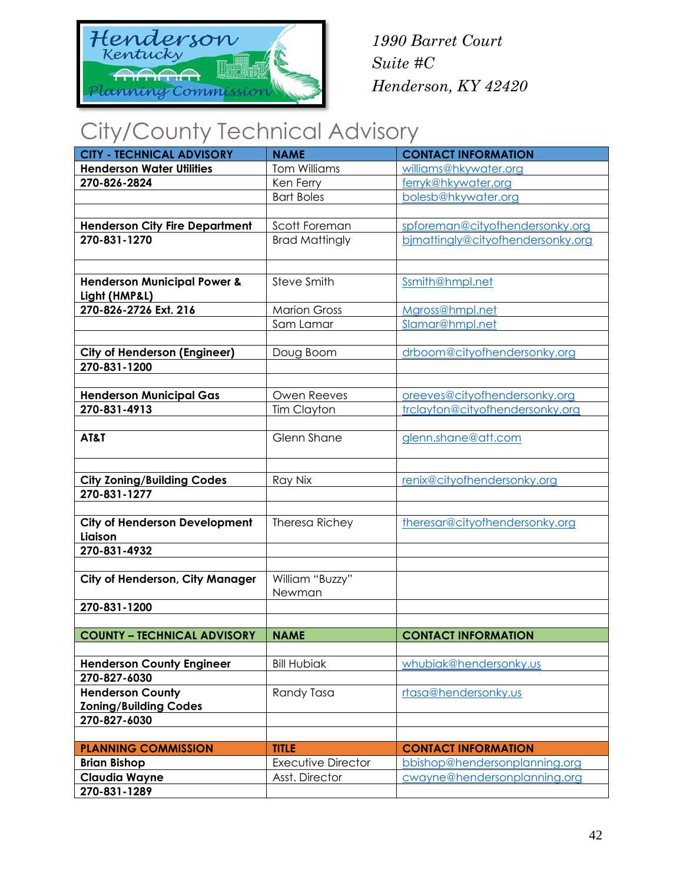*1990 Barret Court*
*Suite #C*
*Henderson, KY 42420*

# City/County Technical Advisory

| CITY - TECHNICAL ADVISORY | NAME | CONTACT INFORMATION |
|---|---|---|
| **Henderson Water Utilities** | Tom Williams | williams@hkywater.org |
| **270-826-2824** | Ken Ferry | ferryk@hkywater.org |
| | Bart Boles | bolesb@hkywater.org |
| | | |
| **Henderson City Fire Department** | Scott Foreman | spforeman@cityofhendersonky.org |
| **270-831-1270** | Brad Mattingly | bjmattingly@cityofhendersonky.org |
| | | |
| **Henderson Municipal Power & Light (HMP&L)** | Steve Smith | Ssmith@hmpl.net |
| **270-826-2726 Ext. 216** | Marion Gross | Mgross@hmpl.net |
| | Sam Lamar | Slamar@hmpl.net |
| | | |
| **City of Henderson (Engineer)** | Doug Boom | drboom@cityofhendersonky.org |
| **270-831-1200** | | |
| | | |
| **Henderson Municipal Gas** | Owen Reeves | oreeves@cityofhendersonky.org |
| **270-831-4913** | Tim Clayton | trclayton@cityofhendersonky.org |
| | | |
| **AT&T** | Glenn Shane | glenn.shane@att.com |
| | | |
| **City Zoning/Building Codes** | Ray Nix | renix@cityofhendersonky.org |
| **270-831-1277** | | |
| | | |
| **City of Henderson Development Liaison** | Theresa Richey | theresar@cityofhendersonky.org |
| **270-831-4932** | | |
| | | |
| **City of Henderson, City Manager** | William "Buzzy" Newman | |
| **270-831-1200** | | |
| | | |
| **COUNTY – TECHNICAL ADVISORY** | **NAME** | **CONTACT INFORMATION** |
| | | |
| **Henderson County Engineer** | Bill Hubiak | whubiak@hendersonky.us |
| **270-827-6030** | | |
| **Henderson County Zoning/Building Codes** | Randy Tasa | rtasa@hendersonky.us |
| **270-827-6030** | | |
| | | |
| **PLANNING COMMISSION** | **TITLE** | **CONTACT INFORMATION** |
| **Brian Bishop** | Executive Director | bbishop@hendersonplanning.org |
| **Claudia Wayne** | Asst. Director | cwayne@hendersonplanning.org |
| **270-831-1289** | | |